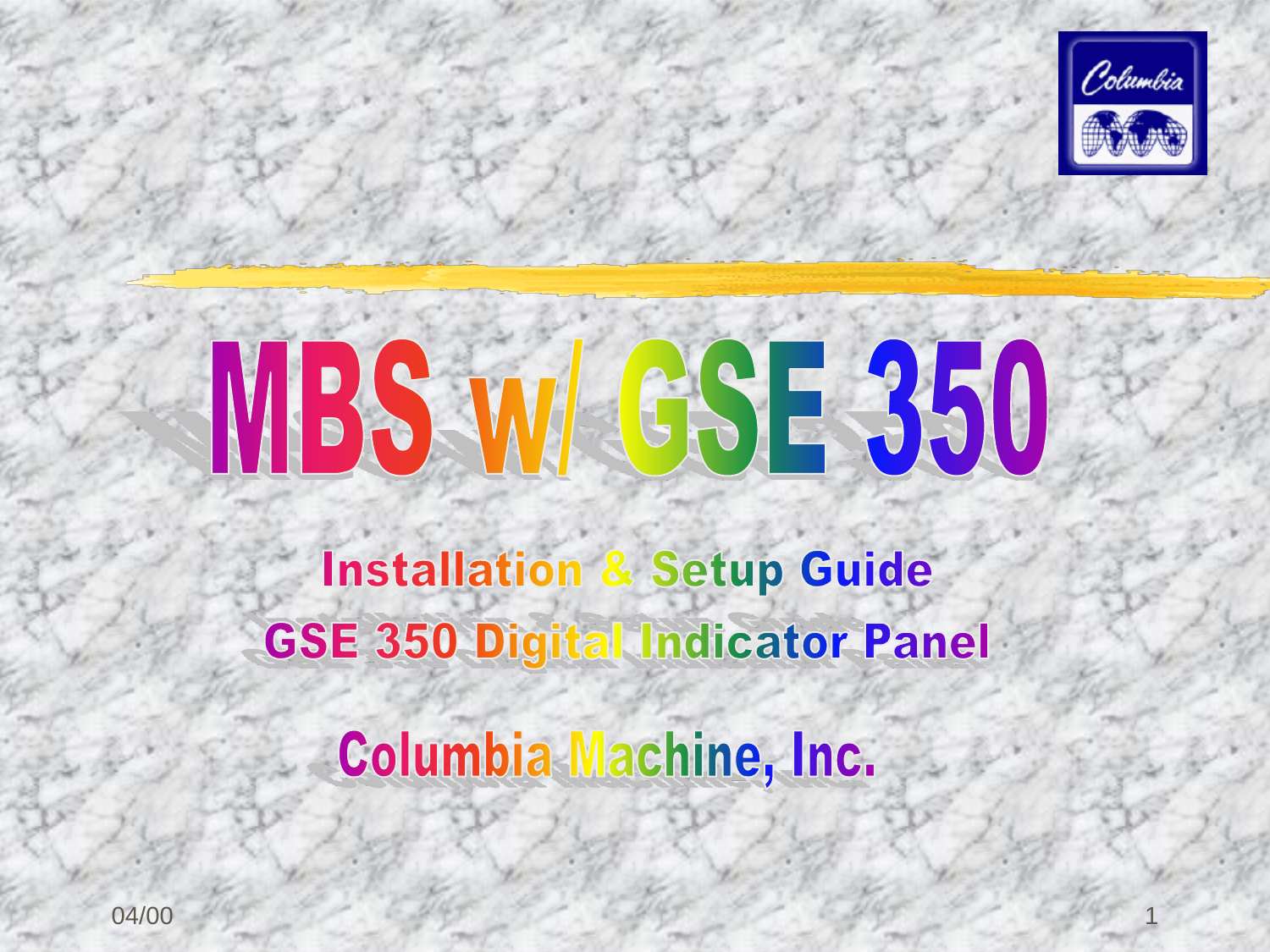# MBS w/ GSE 350

## Installation & Setup Guide

## GSE 350 Digital Indicator Panel

## Columbia Machine, Inc.

04/00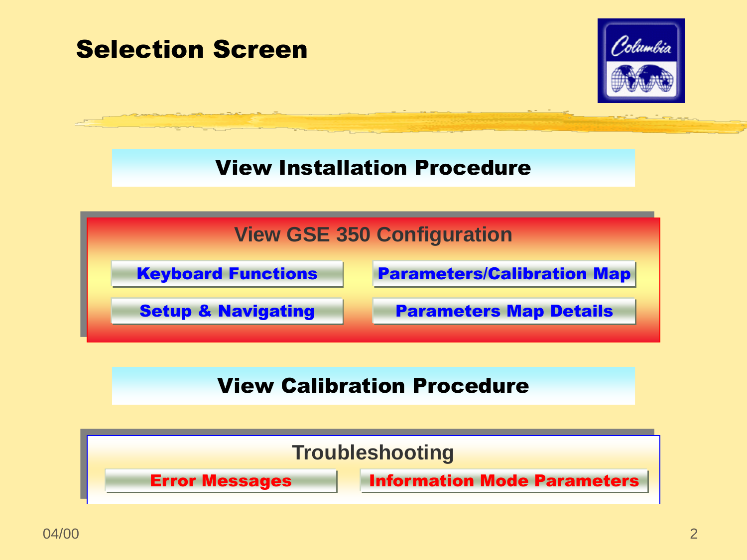# Selection Screen

## View Installation Procedure

## View GSE 350 Configuration

- Keyboard Functions
- Parameters/Calibration Map
- Setup & Navigating
- Parameters Map Details

## View Calibration Procedure

## Troubleshooting

- Error Messages
- Information Mode Parameters

04/00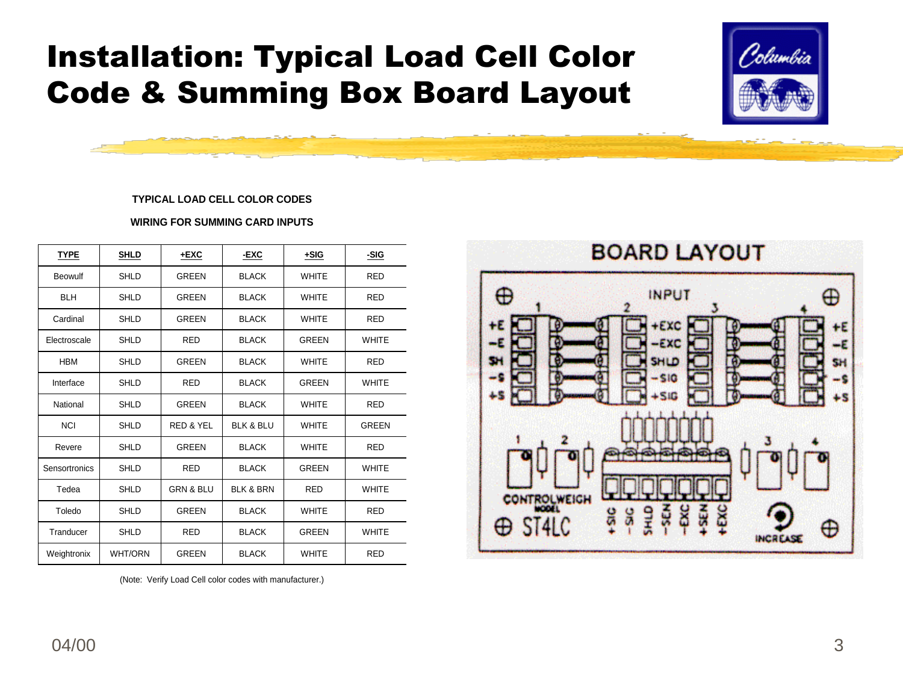# Installation: Typical Load Cell Color Code & Summing Box Board Layout

**TYPICAL LOAD CELL COLOR CODES**

**WIRING FOR SUMMING CARD INPUTS**

| TYPE | SHLD | +EXC | -EXC | +SIG | -SIG |
|---|---|---|---|---|---|
| Beowulf | SHLD | GREEN | BLACK | WHITE | RED |
| BLH | SHLD | GREEN | BLACK | WHITE | RED |
| Cardinal | SHLD | GREEN | BLACK | WHITE | RED |
| Electroscale | SHLD | RED | BLACK | GREEN | WHITE |
| HBM | SHLD | GREEN | BLACK | WHITE | RED |
| Interface | SHLD | RED | BLACK | GREEN | WHITE |
| National | SHLD | GREEN | BLACK | WHITE | RED |
| NCI | SHLD | RED & YEL | BLK & BLU | WHITE | GREEN |
| Revere | SHLD | GREEN | BLACK | WHITE | RED |
| Sensortronics | SHLD | RED | BLACK | GREEN | WHITE |
| Tedea | SHLD | GRN & BLU | BLK & BRN | RED | WHITE |
| Toledo | SHLD | GREEN | BLACK | WHITE | RED |
| Tranducer | SHLD | RED | BLACK | GREEN | WHITE |
| Weightronix | WHT/ORN | GREEN | BLACK | WHITE | RED |

(Note: Verify Load Cell color codes with manufacturer.)

**BOARD LAYOUT**

INPUT 1 2 3 4

+E, -E, SH, -S, +S | +EXC, -EXC, SHLD, -SIG, +SIG

CONTROLWEIGH MODEL ST4LC

+SIG, -SIG, SHLD, -SEN, -EXC, +SEN, +EXC

INCREASE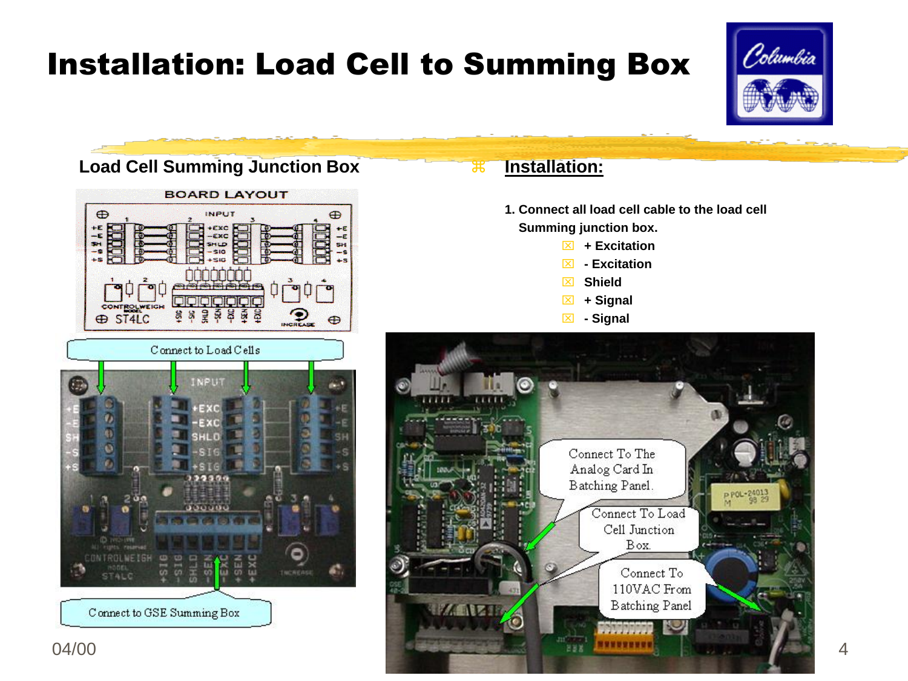# Installation: Load Cell to Summing Box

## Load Cell Summing Junction Box

BOARD LAYOUT

Connect to Load Cells

Connect to GSE Summing Box

## Installation:

1. Connect all load cell cable to the load cell Summing junction box.
   - + Excitation
   - - Excitation
   - Shield
   - + Signal
   - - Signal

Connect To The Analog Card In Batching Panel.

Connect To Load Cell Junction Box.

Connect To 110VAC From Batching Panel

04/00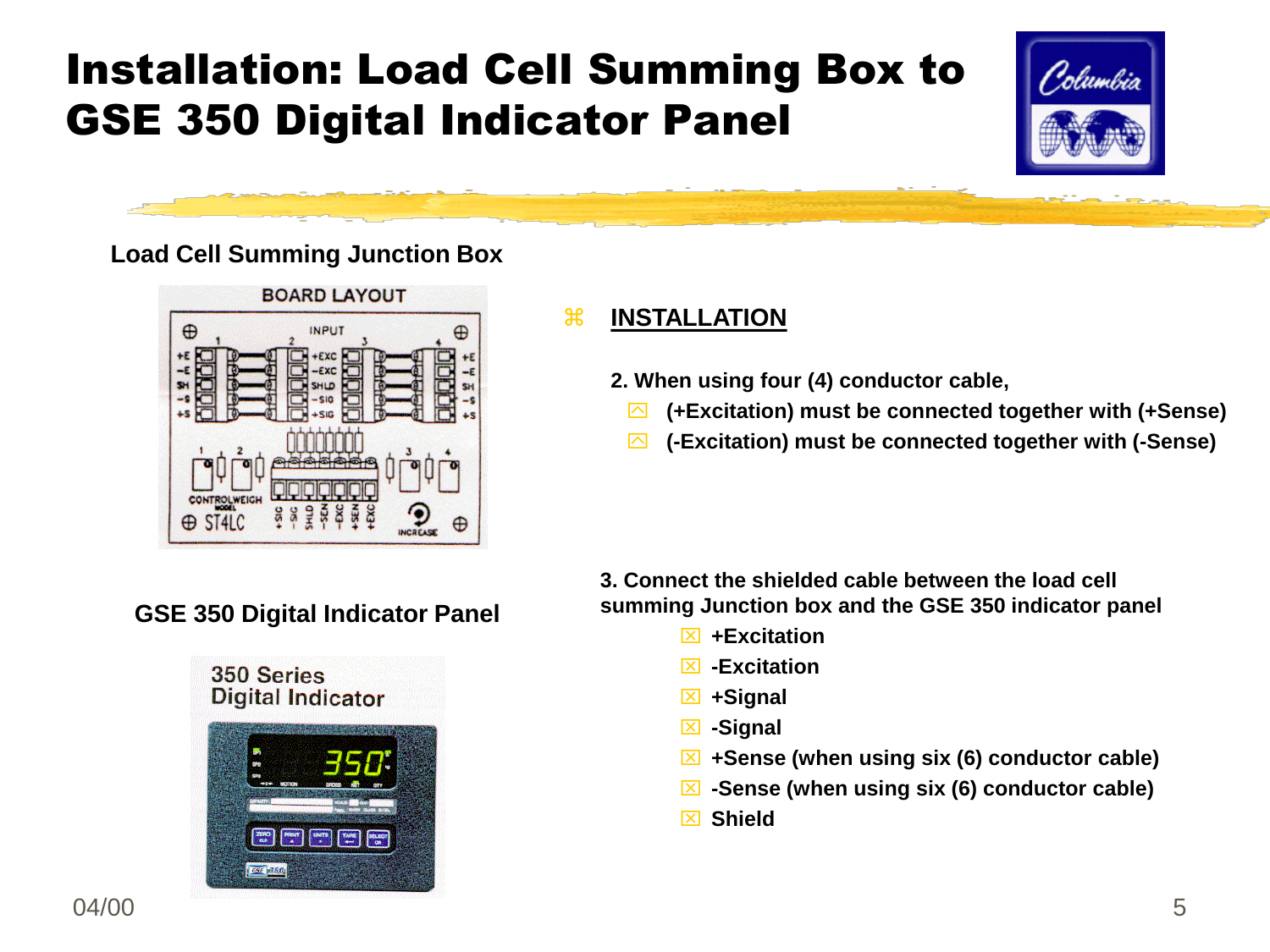# Installation: Load Cell Summing Box to GSE 350 Digital Indicator Panel

**Load Cell Summing Junction Box**

**GSE 350 Digital Indicator Panel**

## INSTALLATION

**2. When using four (4) conductor cable,**

- **(+Excitation) must be connected together with (+Sense)**
- **(-Excitation) must be connected together with (-Sense)**

**3. Connect the shielded cable between the load cell summing Junction box and the GSE 350 indicator panel**

- **+Excitation**
- **-Excitation**
- **+Signal**
- **-Signal**
- **+Sense (when using six (6) conductor cable)**
- **-Sense (when using six (6) conductor cable)**
- **Shield**

04/00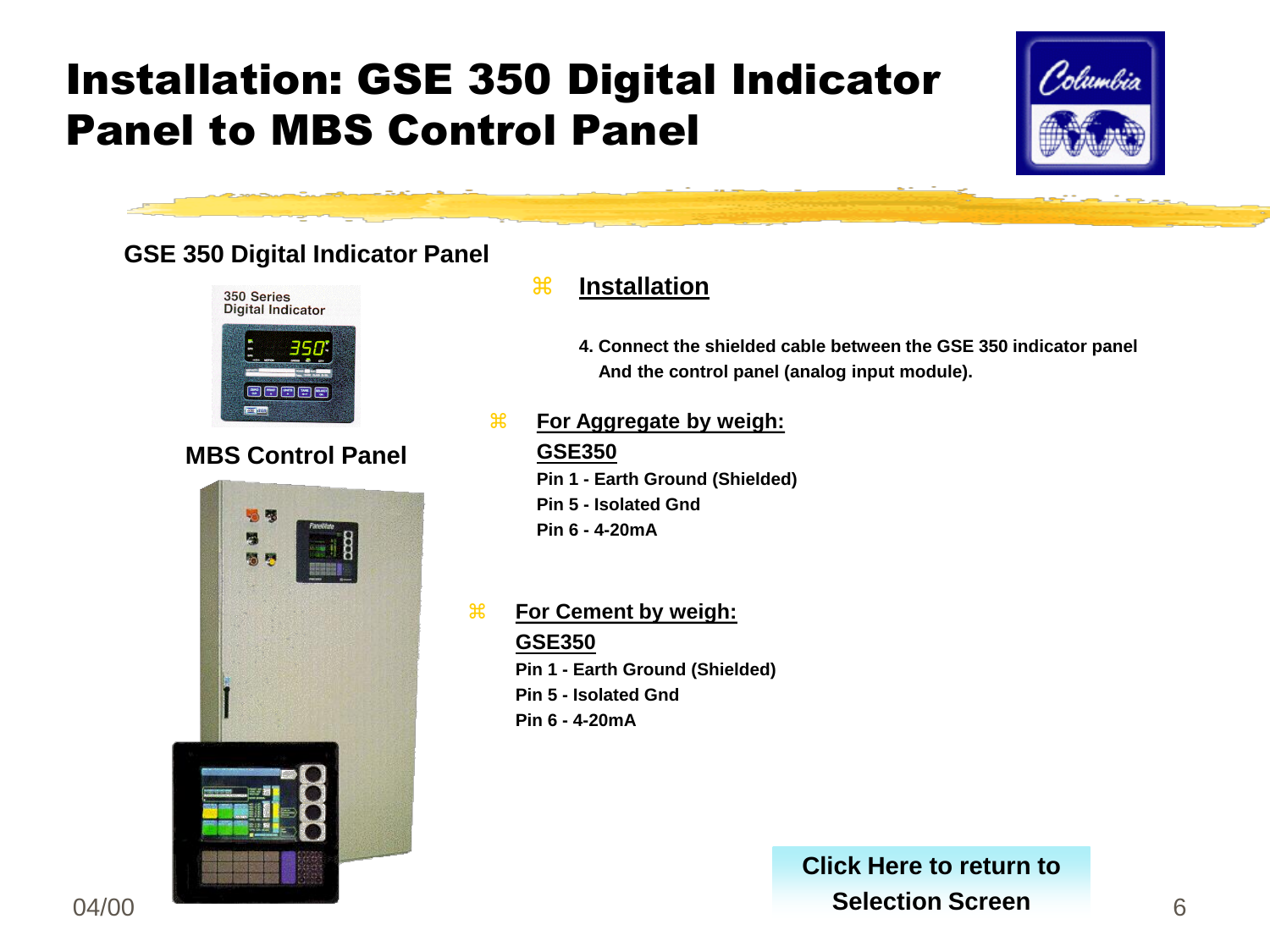# Installation: GSE 350 Digital Indicator Panel to MBS Control Panel

**GSE 350 Digital Indicator Panel**

**MBS Control Panel**

- **Installation**

  **4. Connect the shielded cable between the GSE 350 indicator panel And the control panel (analog input module).**

- **For Aggregate by weigh:**

  **GSE350**

  **Pin 1 - Earth Ground (Shielded)**
  **Pin 5 - Isolated Gnd**
  **Pin 6 - 4-20mA**

- **For Cement by weigh:**

  **GSE350**

  **Pin 1 - Earth Ground (Shielded)**
  **Pin 5 - Isolated Gnd**
  **Pin 6 - 4-20mA**

**Click Here to return to Selection Screen**

04/00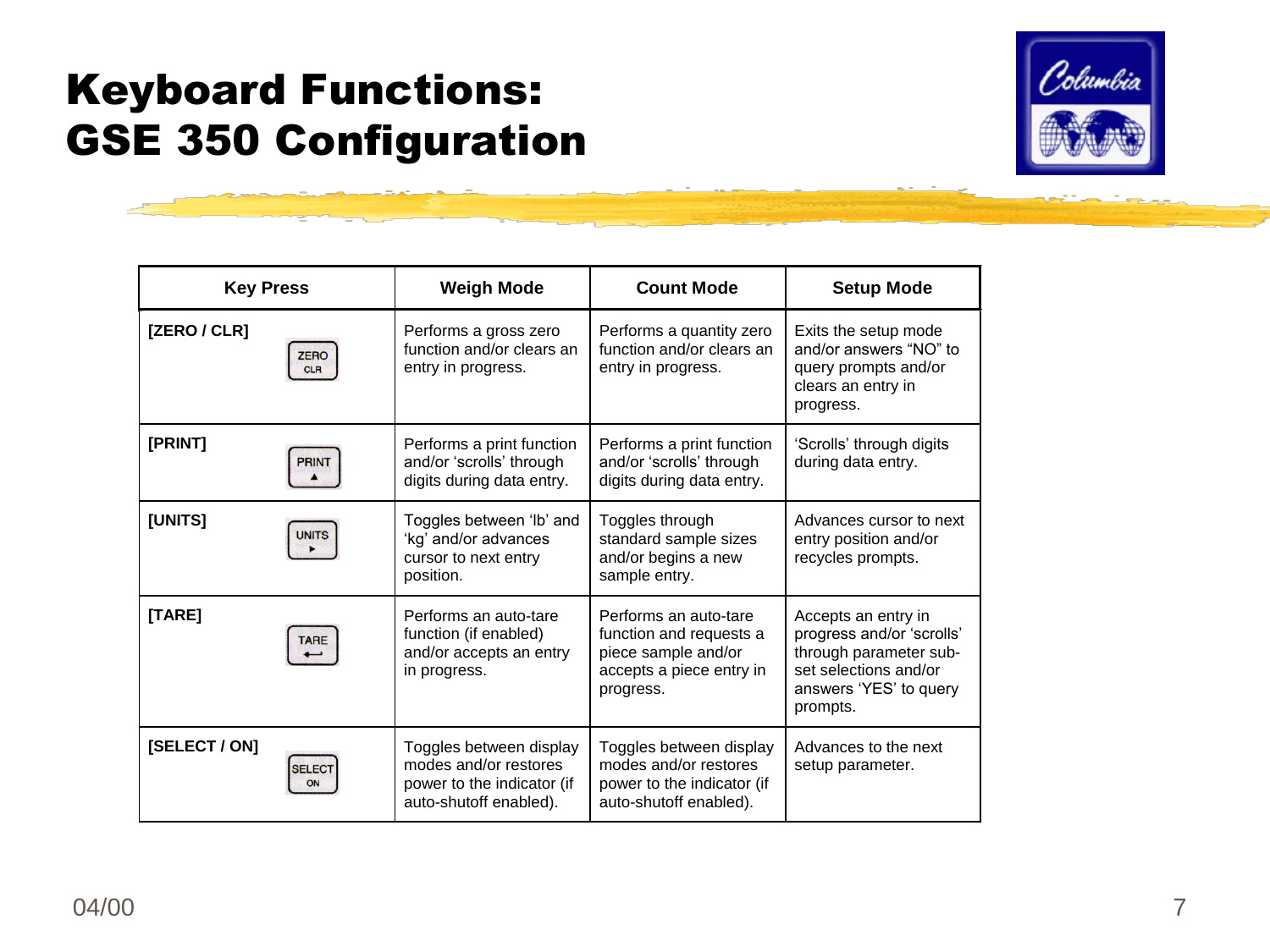# Keyboard Functions: GSE 350 Configuration

| Key Press | Weigh Mode | Count Mode | Setup Mode |
|---|---|---|---|
| [ZERO / CLR] | Performs a gross zero function and/or clears an entry in progress. | Performs a quantity zero function and/or clears an entry in progress. | Exits the setup mode and/or answers "NO" to query prompts and/or clears an entry in progress. |
| [PRINT] | Performs a print function and/or 'scrolls' through digits during data entry. | Performs a print function and/or 'scrolls' through digits during data entry. | 'Scrolls' through digits during data entry. |
| [UNITS] | Toggles between 'lb' and 'kg' and/or advances cursor to next entry position. | Toggles through standard sample sizes and/or begins a new sample entry. | Advances cursor to next entry position and/or recycles prompts. |
| [TARE] | Performs an auto-tare function (if enabled) and/or accepts an entry in progress. | Performs an auto-tare function and requests a piece sample and/or accepts a piece entry in progress. | Accepts an entry in progress and/or 'scrolls' through parameter sub-set selections and/or answers 'YES' to query prompts. |
| [SELECT / ON] | Toggles between display modes and/or restores power to the indicator (if auto-shutoff enabled). | Toggles between display modes and/or restores power to the indicator (if auto-shutoff enabled). | Advances to the next setup parameter. |

04/00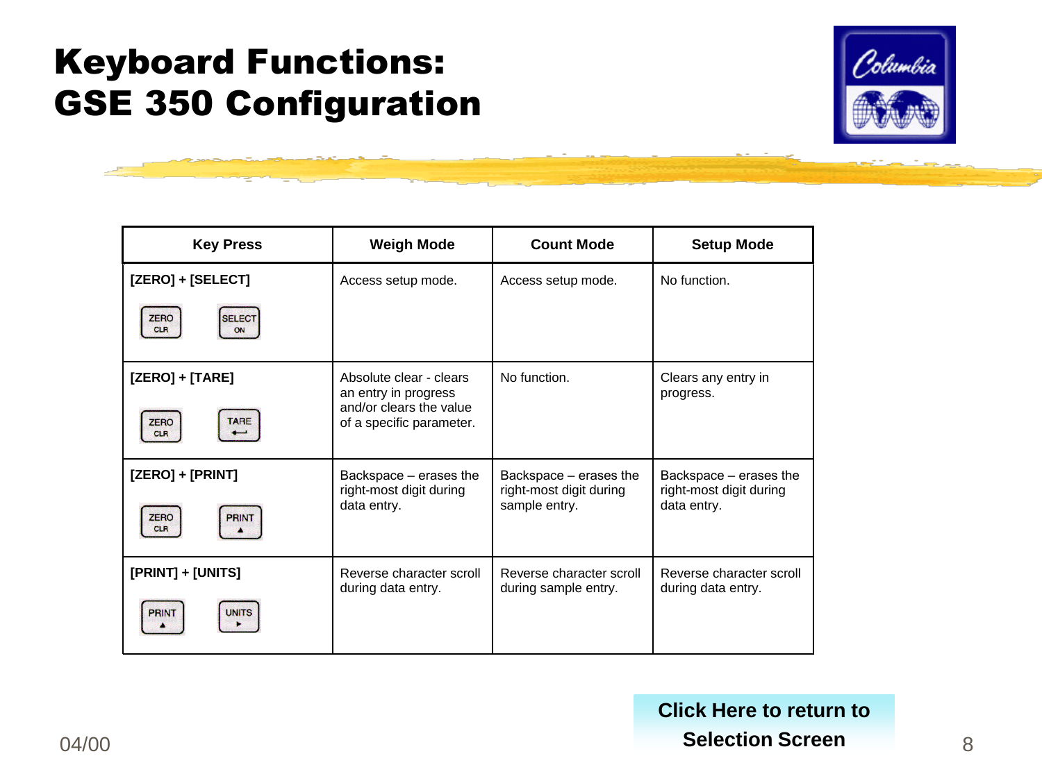# Keyboard Functions: GSE 350 Configuration

| Key Press | Weigh Mode | Count Mode | Setup Mode |
|---|---|---|---|
| **[ZERO] + [SELECT]** | Access setup mode. | Access setup mode. | No function. |
| **[ZERO] + [TARE]** | Absolute clear - clears an entry in progress and/or clears the value of a specific parameter. | No function. | Clears any entry in progress. |
| **[ZERO] + [PRINT]** | Backspace – erases the right-most digit during data entry. | Backspace – erases the right-most digit during sample entry. | Backspace – erases the right-most digit during data entry. |
| **[PRINT] + [UNITS]** | Reverse character scroll during data entry. | Reverse character scroll during sample entry. | Reverse character scroll during data entry. |

**Click Here to return to Selection Screen**

04/00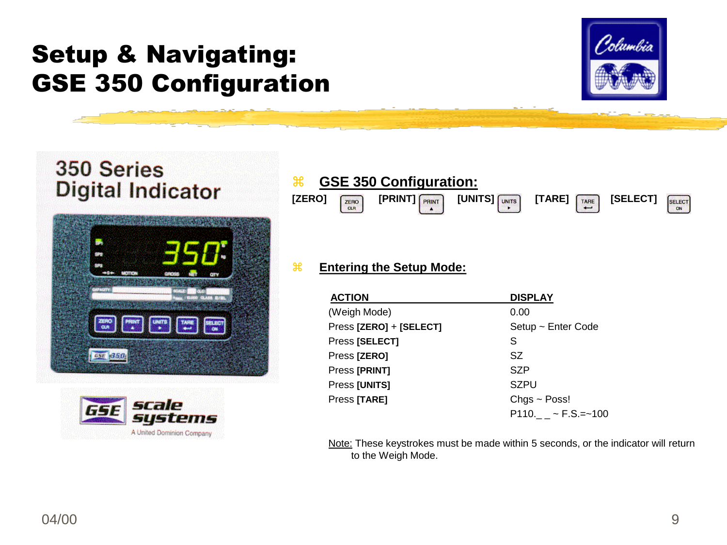# Setup & Navigating: GSE 350 Configuration

## GSE 350 Configuration:

[ZERO] [PRINT] [UNITS] [TARE] [SELECT]

## Entering the Setup Mode:

| ACTION | DISPLAY |
|---|---|
| (Weigh Mode) | 0.00 |
| Press **[ZERO]** + **[SELECT]** | Setup ~ Enter Code |
| Press **[SELECT]** | S |
| Press **[ZERO]** | SZ |
| Press **[PRINT]** | SZP |
| Press **[UNITS]** | SZPU |
| Press **[TARE]** | Chgs ~ Poss! |
| | P110._ _ ~ F.S.=~100 |

Note: These keystrokes must be made within 5 seconds, or the indicator will return to the Weigh Mode.

04/00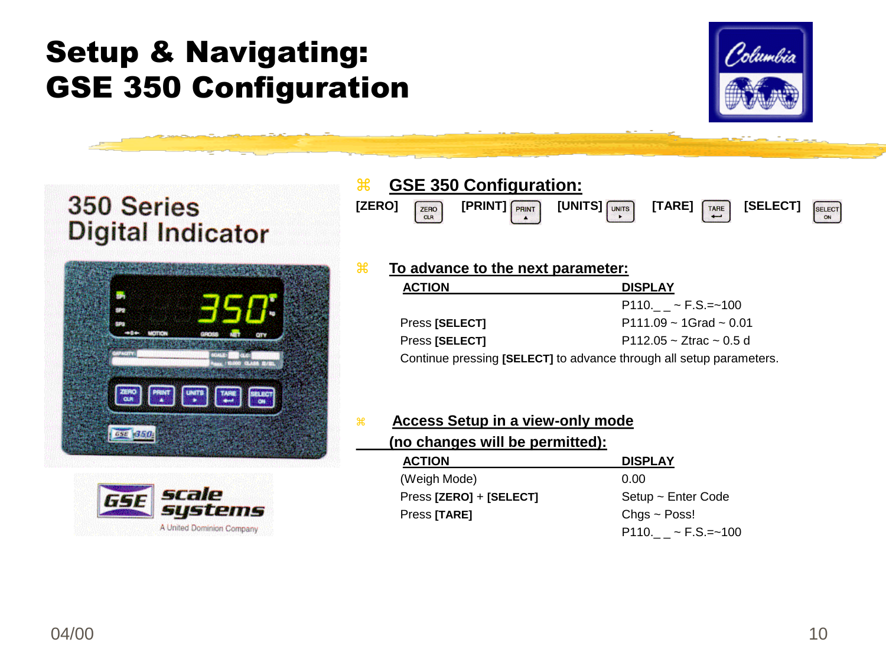# Setup & Navigating: GSE 350 Configuration

350 Series Digital Indicator

GSE scale systems
A United Dominion Company

## GSE 350 Configuration:

[ZERO] ZERO CLR [PRINT] PRINT ▲ [UNITS] UNITS ▸ [TARE] TARE ↵ [SELECT] SELECT ON

## To advance to the next parameter:

| ACTION | DISPLAY |
|---|---|
| | P110._ _ ~ F.S.=~100 |
| Press **[SELECT]** | P111.09 ~ 1Grad ~ 0.01 |
| Press **[SELECT]** | P112.05 ~ Ztrac ~ 0.5 d |

Continue pressing **[SELECT]** to advance through all setup parameters.

## Access Setup in a view-only mode (no changes will be permitted):

| ACTION | DISPLAY |
|---|---|
| (Weigh Mode) | 0.00 |
| Press **[ZERO]** + **[SELECT]** | Setup ~ Enter Code |
| Press **[TARE]** | Chgs ~ Poss! |
| | P110._ _ ~ F.S.=~100 |

04/00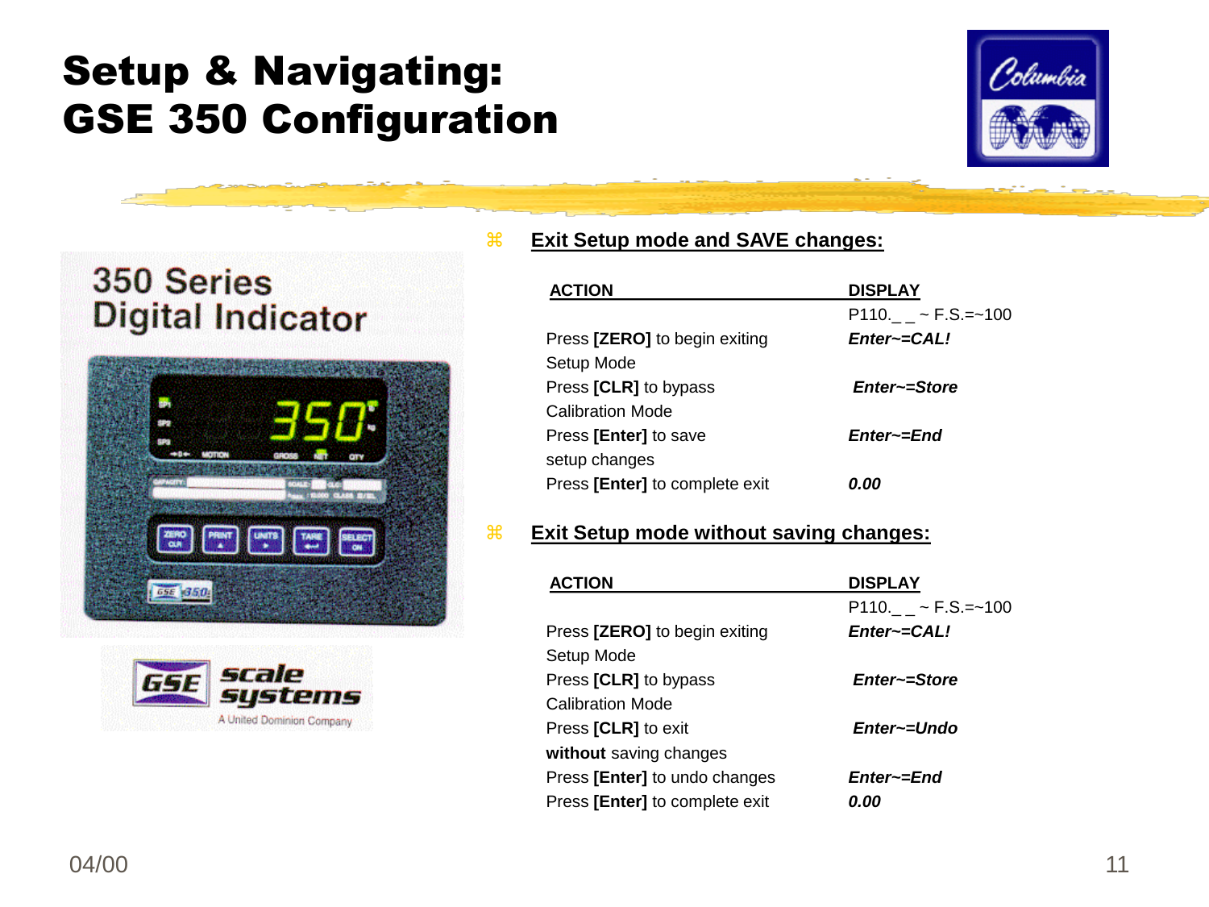# Setup & Navigating: GSE 350 Configuration

## Exit Setup mode and SAVE changes:

| ACTION | DISPLAY |
|---|---|
| | P110._ _ ~ F.S.=~100 |
| Press **[ZERO]** to begin exiting Setup Mode | ***Enter~=CAL!*** |
| Press **[CLR]** to bypass Calibration Mode | ***Enter~=Store*** |
| Press **[Enter]** to save setup changes | ***Enter~=End*** |
| Press **[Enter]** to complete exit | ***0.00*** |

## Exit Setup mode without saving changes:

| ACTION | DISPLAY |
|---|---|
| | P110._ _ ~ F.S.=~100 |
| Press **[ZERO]** to begin exiting Setup Mode | ***Enter~=CAL!*** |
| Press **[CLR]** to bypass Calibration Mode | ***Enter~=Store*** |
| Press **[CLR]** to exit **without** saving changes | ***Enter~=Undo*** |
| Press **[Enter]** to undo changes | ***Enter~=End*** |
| Press **[Enter]** to complete exit | ***0.00*** |

04/00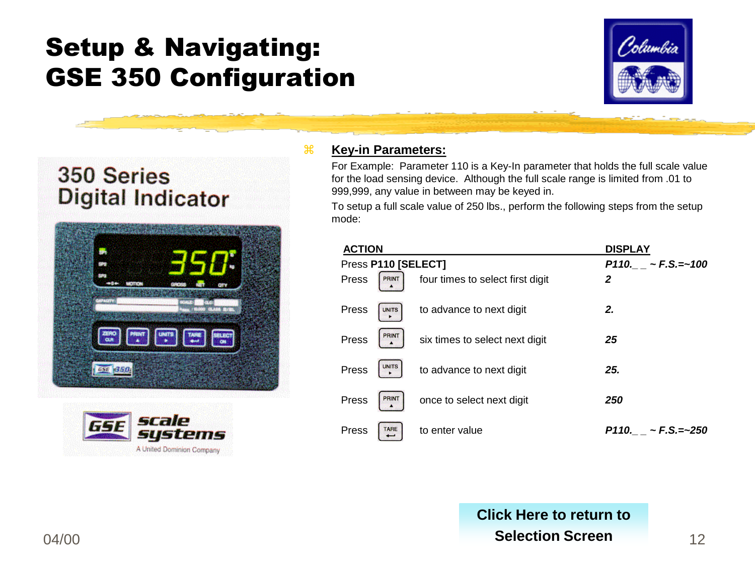# Setup & Navigating: GSE 350 Configuration

- **Key-in Parameters:**

  For Example: Parameter 110 is a Key-In parameter that holds the full scale value for the load sensing device. Although the full scale range is limited from .01 to 999,999, any value in between may be keyed in.

  To setup a full scale value of 250 lbs., perform the following steps from the setup mode:

| ACTION | | | DISPLAY |
| --- | --- | --- | --- |
| Press **P110 [SELECT]** | | | *P110._ _ ~ F.S.=~100* |
| Press | PRINT | four times to select first digit | *2* |
| Press | UNITS | to advance to next digit | *2.* |
| Press | PRINT | six times to select next digit | *25* |
| Press | UNITS | to advance to next digit | *25.* |
| Press | PRINT | once to select next digit | *250* |
| Press | TARE | to enter value | *P110._ _ ~ F.S.=~250* |

350 Series Digital Indicator

GSE scale systems — A United Dominion Company

**Click Here to return to Selection Screen**

04/00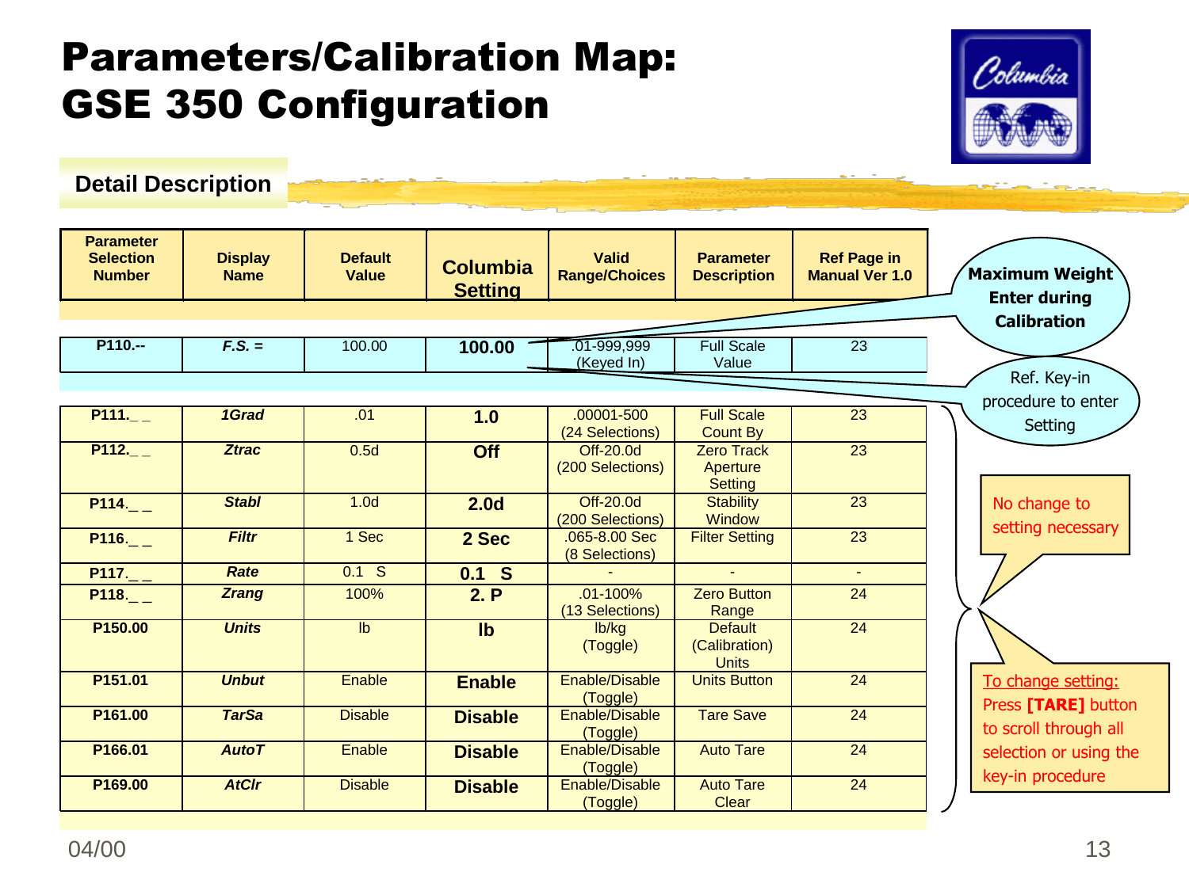# Parameters/Calibration Map: GSE 350 Configuration

## Detail Description

| Parameter Selection Number | Display Name | Default Value | Columbia Setting | Valid Range/Choices | Parameter Description | Ref Page in Manual Ver 1.0 |
|---|---|---|---|---|---|---|
| P110.-- | *F.S. =* | 100.00 | **100.00** | .01-999,999 (Keyed In) | Full Scale Value | 23 |
| P111._ _ | *1Grad* | .01 | **1.0** | .00001-500 (24 Selections) | Full Scale Count By | 23 |
| P112._ _ | *Ztrac* | 0.5d | **Off** | Off-20.0d (200 Selections) | Zero Track Aperture Setting | 23 |
| P114._ _ | *Stabl* | 1.0d | **2.0d** | Off-20.0d (200 Selections) | Stability Window | 23 |
| P116._ _ | *Filtr* | 1 Sec | **2 Sec** | .065-8.00 Sec (8 Selections) | Filter Setting | 23 |
| P117._ _ | *Rate* | 0.1 S | **0.1 S** | - | - | - |
| P118._ _ | *Zrang* | 100% | **2. P** | .01-100% (13 Selections) | Zero Button Range | 24 |
| P150.00 | *Units* | lb | **lb** | lb/kg (Toggle) | Default (Calibration) Units | 24 |
| P151.01 | *Unbut* | Enable | **Enable** | Enable/Disable (Toggle) | Units Button | 24 |
| P161.00 | *TarSa* | Disable | **Disable** | Enable/Disable (Toggle) | Tare Save | 24 |
| P166.01 | *AutoT* | Enable | **Disable** | Enable/Disable (Toggle) | Auto Tare | 24 |
| P169.00 | *AtClr* | Disable | **Disable** | Enable/Disable (Toggle) | Auto Tare Clear | 24 |

**Maximum Weight Enter during Calibration**

Ref. Key-in procedure to enter Setting

No change to setting necessary

To change setting: Press **[TARE]** button to scroll through all selection or using the key-in procedure

04/00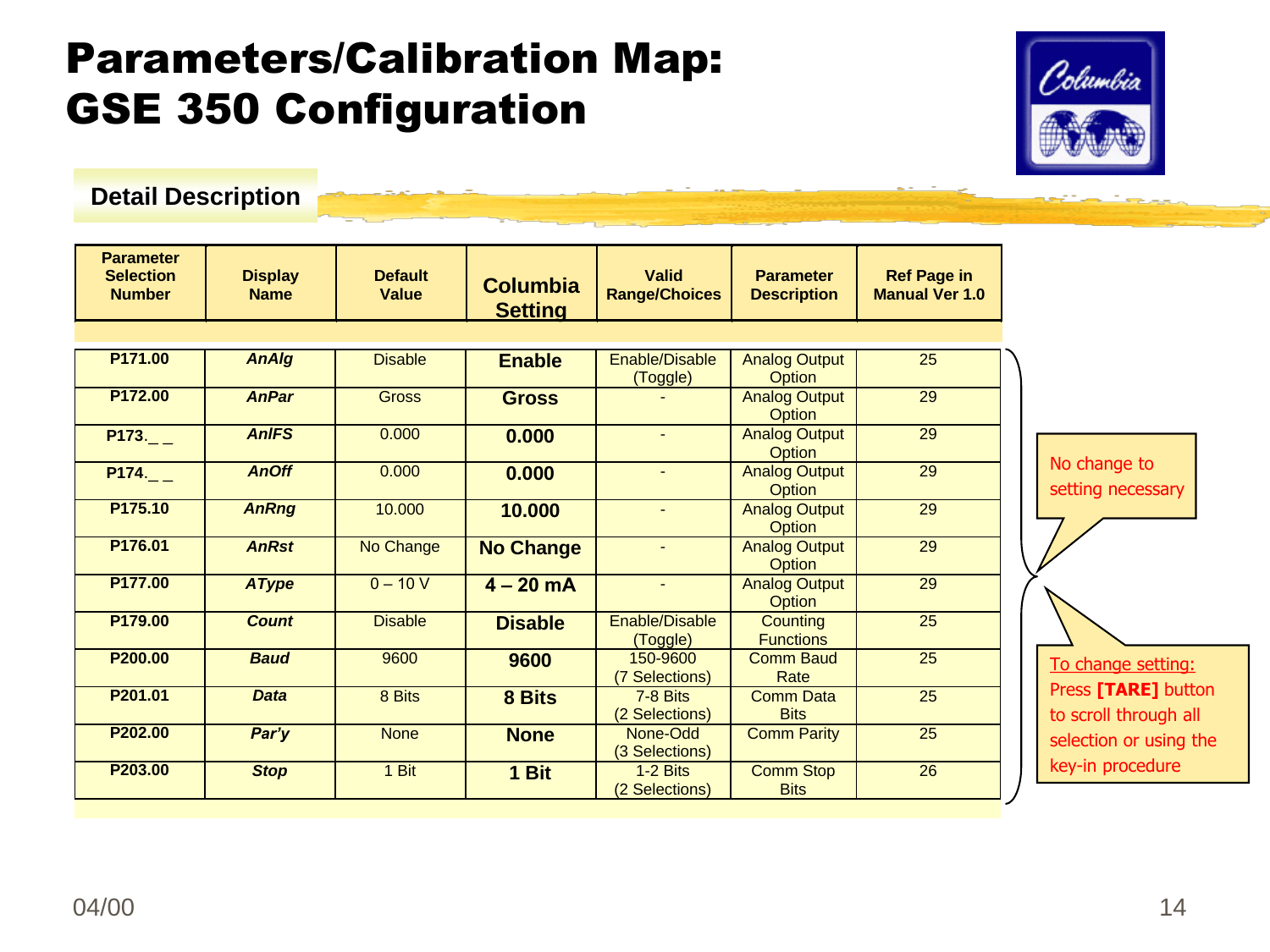# Parameters/Calibration Map: GSE 350 Configuration

## Detail Description

| Parameter Selection Number | Display Name | Default Value | Columbia Setting | Valid Range/Choices | Parameter Description | Ref Page in Manual Ver 1.0 |
|---|---|---|---|---|---|---|
| **P171.00** | ***AnAlg*** | Disable | **Enable** | Enable/Disable (Toggle) | Analog Output Option | 25 |
| **P172.00** | ***AnPar*** | Gross | **Gross** | - | Analog Output Option | 29 |
| **P173._ _** | ***AnlFS*** | 0.000 | **0.000** | - | Analog Output Option | 29 |
| **P174._ _** | ***AnOff*** | 0.000 | **0.000** | - | Analog Output Option | 29 |
| **P175.10** | ***AnRng*** | 10.000 | **10.000** | - | Analog Output Option | 29 |
| **P176.01** | ***AnRst*** | No Change | **No Change** | - | Analog Output Option | 29 |
| **P177.00** | ***AType*** | 0 – 10 V | **4 – 20 mA** | - | Analog Output Option | 29 |
| **P179.00** | ***Count*** | Disable | **Disable** | Enable/Disable (Toggle) | Counting Functions | 25 |
| **P200.00** | ***Baud*** | 9600 | **9600** | 150-9600 (7 Selections) | Comm Baud Rate | 25 |
| **P201.01** | ***Data*** | 8 Bits | **8 Bits** | 7-8 Bits (2 Selections) | Comm Data Bits | 25 |
| **P202.00** | ***Par'y*** | None | **None** | None-Odd (3 Selections) | Comm Parity | 25 |
| **P203.00** | ***Stop*** | 1 Bit | **1 Bit** | 1-2 Bits (2 Selections) | Comm Stop Bits | 26 |

No change to setting necessary

To change setting: Press **[TARE]** button to scroll through all selection or using the key-in procedure

04/00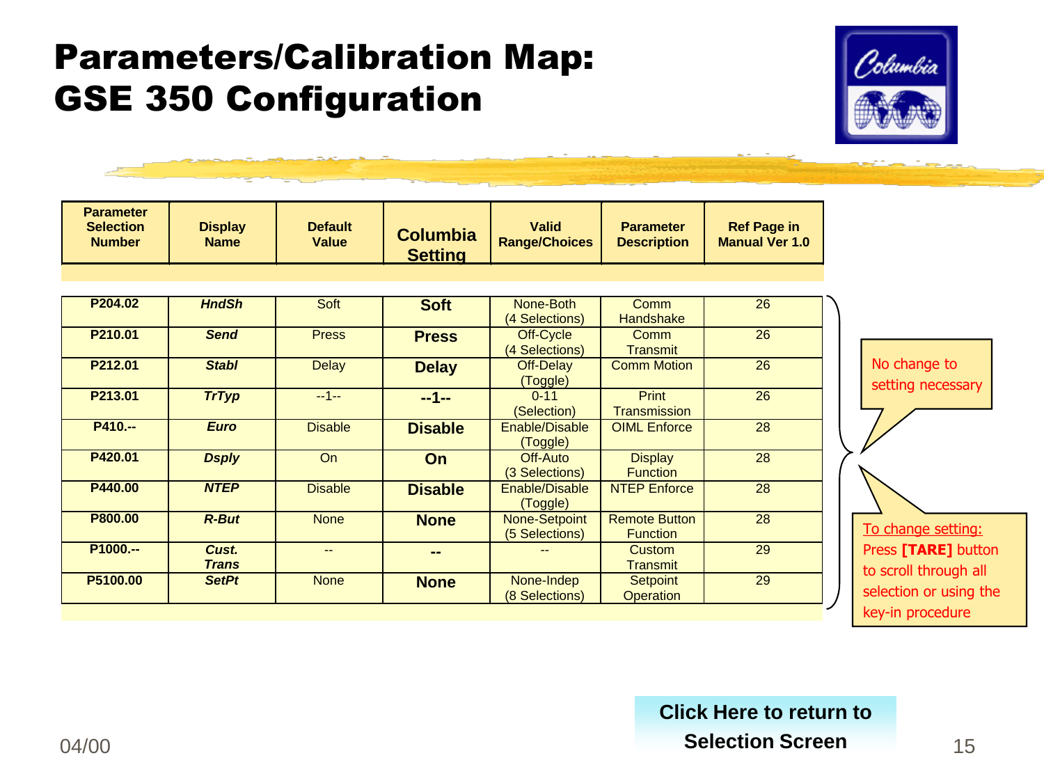# Parameters/Calibration Map: GSE 350 Configuration

| Parameter Selection Number | Display Name | Default Value | Columbia Setting | Valid Range/Choices | Parameter Description | Ref Page in Manual Ver 1.0 |
|---|---|---|---|---|---|---|
| P204.02 | ***HndSh*** | Soft | **Soft** | None-Both (4 Selections) | Comm Handshake | 26 |
| P210.01 | ***Send*** | Press | **Press** | Off-Cycle (4 Selections) | Comm Transmit | 26 |
| P212.01 | ***Stabl*** | Delay | **Delay** | Off-Delay (Toggle) | Comm Motion | 26 |
| P213.01 | ***TrTyp*** | --1-- | **--1--** | 0-11 (Selection) | Print Transmission | 26 |
| P410.-- | ***Euro*** | Disable | **Disable** | Enable/Disable (Toggle) | OIML Enforce | 28 |
| P420.01 | ***Dsply*** | On | **On** | Off-Auto (3 Selections) | Display Function | 28 |
| P440.00 | ***NTEP*** | Disable | **Disable** | Enable/Disable (Toggle) | NTEP Enforce | 28 |
| P800.00 | ***R-But*** | None | **None** | None-Setpoint (5 Selections) | Remote Button Function | 28 |
| P1000.-- | ***Cust. Trans*** | -- | **--** | -- | Custom Transmit | 29 |
| P5100.00 | ***SetPt*** | None | **None** | None-Indep (8 Selections) | Setpoint Operation | 29 |

No change to setting necessary

To change setting: Press **[TARE]** button to scroll through all selection or using the key-in procedure

**Click Here to return to Selection Screen**

04/00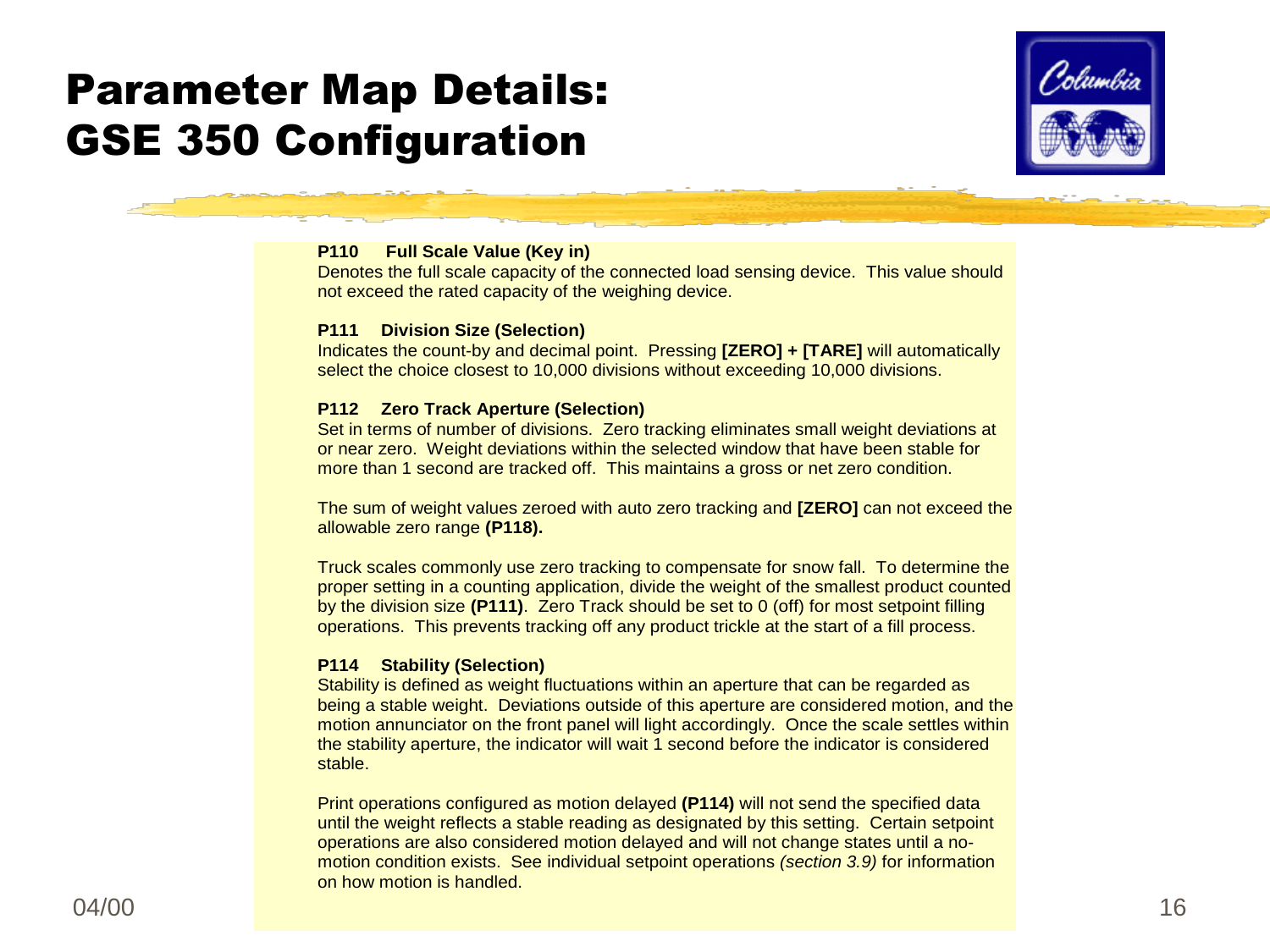# Parameter Map Details: GSE 350 Configuration

**P110 Full Scale Value (Key in)**
Denotes the full scale capacity of the connected load sensing device. This value should not exceed the rated capacity of the weighing device.

**P111 Division Size (Selection)**
Indicates the count-by and decimal point. Pressing **[ZERO] + [TARE]** will automatically select the choice closest to 10,000 divisions without exceeding 10,000 divisions.

**P112 Zero Track Aperture (Selection)**
Set in terms of number of divisions. Zero tracking eliminates small weight deviations at or near zero. Weight deviations within the selected window that have been stable for more than 1 second are tracked off. This maintains a gross or net zero condition.

The sum of weight values zeroed with auto zero tracking and **[ZERO]** can not exceed the allowable zero range **(P118).**

Truck scales commonly use zero tracking to compensate for snow fall. To determine the proper setting in a counting application, divide the weight of the smallest product counted by the division size **(P111)**. Zero Track should be set to 0 (off) for most setpoint filling operations. This prevents tracking off any product trickle at the start of a fill process.

**P114 Stability (Selection)**
Stability is defined as weight fluctuations within an aperture that can be regarded as being a stable weight. Deviations outside of this aperture are considered motion, and the motion annunciator on the front panel will light accordingly. Once the scale settles within the stability aperture, the indicator will wait 1 second before the indicator is considered stable.

Print operations configured as motion delayed **(P114)** will not send the specified data until the weight reflects a stable reading as designated by this setting. Certain setpoint operations are also considered motion delayed and will not change states until a no-motion condition exists. See individual setpoint operations *(section 3.9)* for information on how motion is handled.

04/00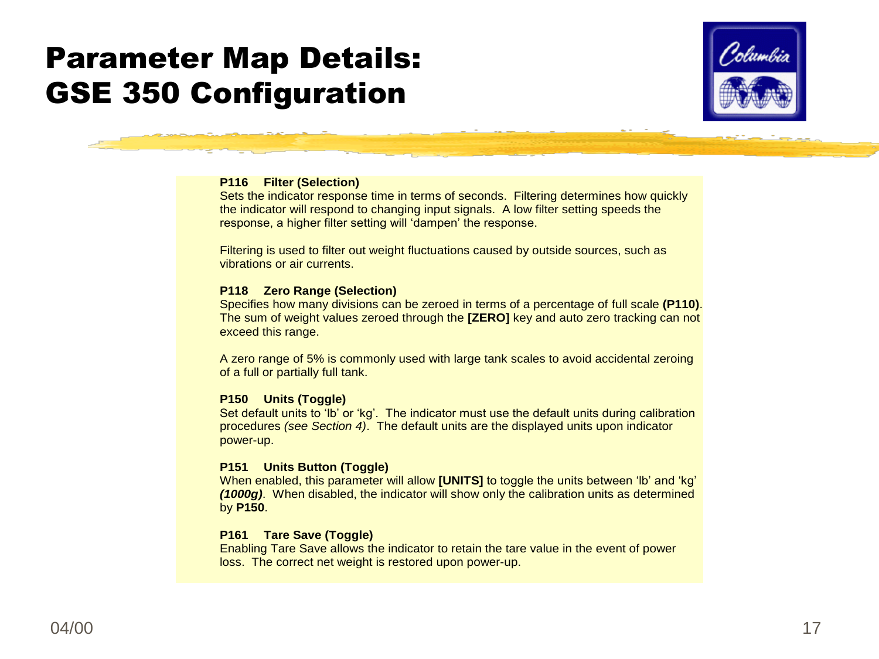# Parameter Map Details: GSE 350 Configuration

**P116 Filter (Selection)**
Sets the indicator response time in terms of seconds. Filtering determines how quickly the indicator will respond to changing input signals. A low filter setting speeds the response, a higher filter setting will 'dampen' the response.

Filtering is used to filter out weight fluctuations caused by outside sources, such as vibrations or air currents.

**P118 Zero Range (Selection)**
Specifies how many divisions can be zeroed in terms of a percentage of full scale **(P110)**. The sum of weight values zeroed through the **[ZERO]** key and auto zero tracking can not exceed this range.

A zero range of 5% is commonly used with large tank scales to avoid accidental zeroing of a full or partially full tank.

**P150 Units (Toggle)**
Set default units to 'lb' or 'kg'. The indicator must use the default units during calibration procedures *(see Section 4)*. The default units are the displayed units upon indicator power-up.

**P151 Units Button (Toggle)**
When enabled, this parameter will allow **[UNITS]** to toggle the units between 'lb' and 'kg' ***(1000g)***. When disabled, the indicator will show only the calibration units as determined by **P150**.

**P161 Tare Save (Toggle)**
Enabling Tare Save allows the indicator to retain the tare value in the event of power loss. The correct net weight is restored upon power-up.

04/00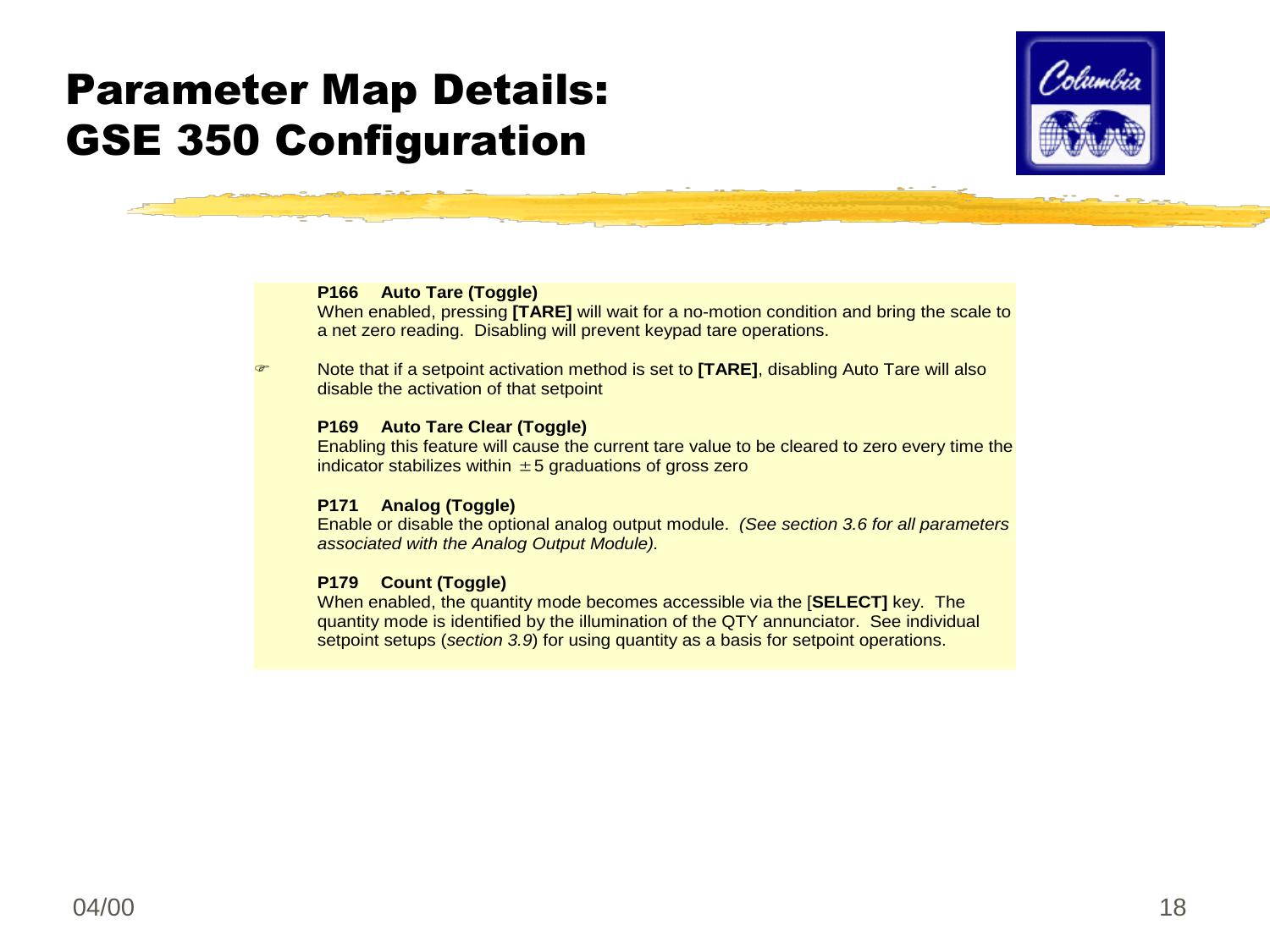# Parameter Map Details: GSE 350 Configuration

**P166 Auto Tare (Toggle)**
When enabled, pressing **[TARE]** will wait for a no-motion condition and bring the scale to a net zero reading. Disabling will prevent keypad tare operations.

Note that if a setpoint activation method is set to **[TARE]**, disabling Auto Tare will also disable the activation of that setpoint

**P169 Auto Tare Clear (Toggle)**
Enabling this feature will cause the current tare value to be cleared to zero every time the indicator stabilizes within $\pm 5$ graduations of gross zero

**P171 Analog (Toggle)**
Enable or disable the optional analog output module. *(See section 3.6 for all parameters associated with the Analog Output Module).*

**P179 Count (Toggle)**
When enabled, the quantity mode becomes accessible via the [**SELECT]** key. The quantity mode is identified by the illumination of the QTY annunciator. See individual setpoint setups (*section 3.9*) for using quantity as a basis for setpoint operations.

04/00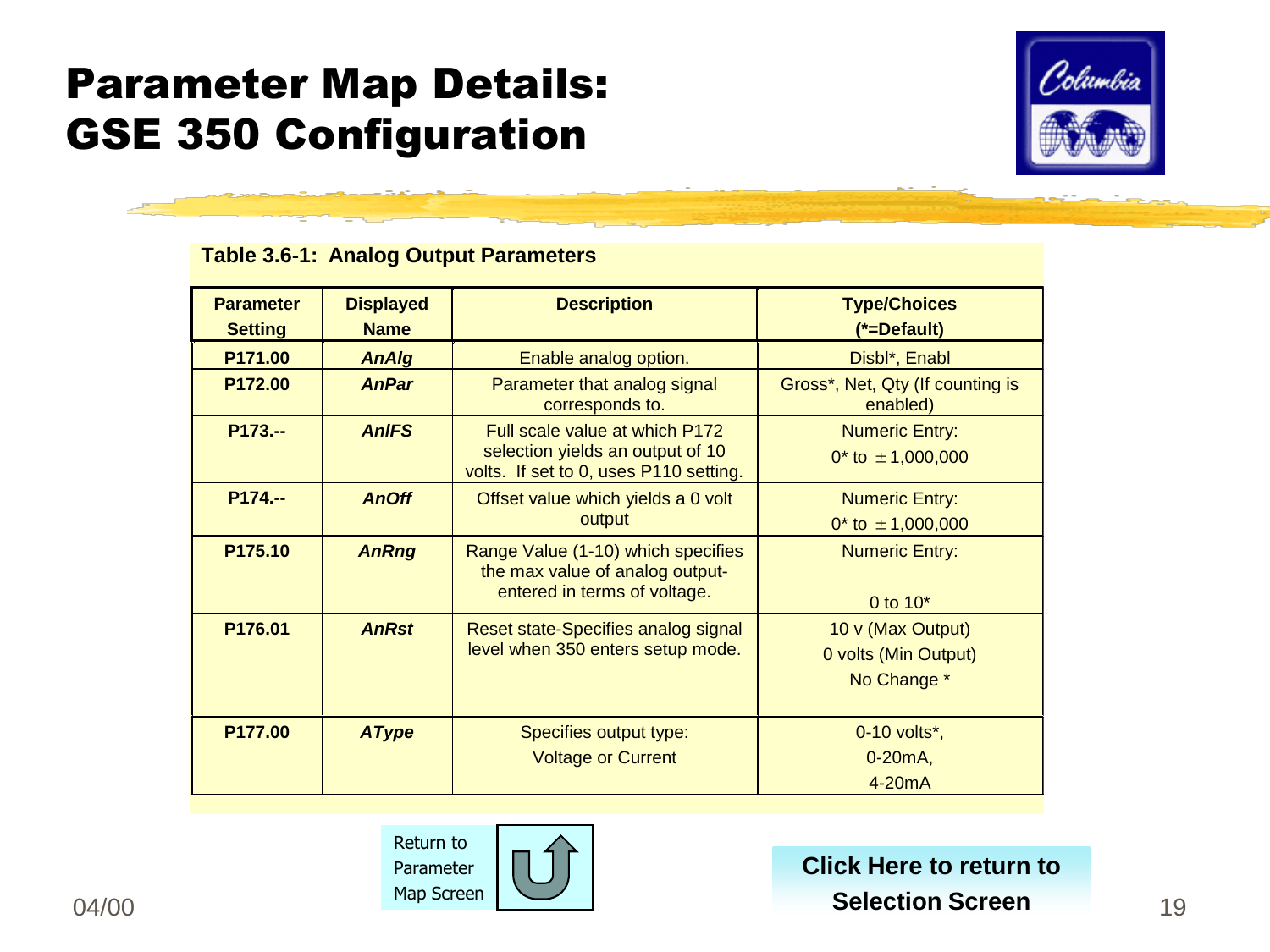# Parameter Map Details: GSE 350 Configuration

**Table 3.6-1: Analog Output Parameters**

| Parameter Setting | Displayed Name | Description | Type/Choices (*=Default) |
|---|---|---|---|
| P171.00 | *AnAlg* | Enable analog option. | Disbl*, Enabl |
| P172.00 | *AnPar* | Parameter that analog signal corresponds to. | Gross*, Net, Qty (If counting is enabled) |
| P173.-- | *AnIFS* | Full scale value at which P172 selection yields an output of 10 volts. If set to 0, uses P110 setting. | Numeric Entry: 0* to ±1,000,000 |
| P174.-- | *AnOff* | Offset value which yields a 0 volt output | Numeric Entry: 0* to ±1,000,000 |
| P175.10 | *AnRng* | Range Value (1-10) which specifies the max value of analog output-entered in terms of voltage. | Numeric Entry: 0 to 10* |
| P176.01 | *AnRst* | Reset state-Specifies analog signal level when 350 enters setup mode. | 10 v (Max Output)<br>0 volts (Min Output)<br>No Change * |
| P177.00 | *AType* | Specifies output type: Voltage or Current | 0-10 volts*,<br>0-20mA,<br>4-20mA |

Return to Parameter Map Screen

**Click Here to return to Selection Screen**

04/00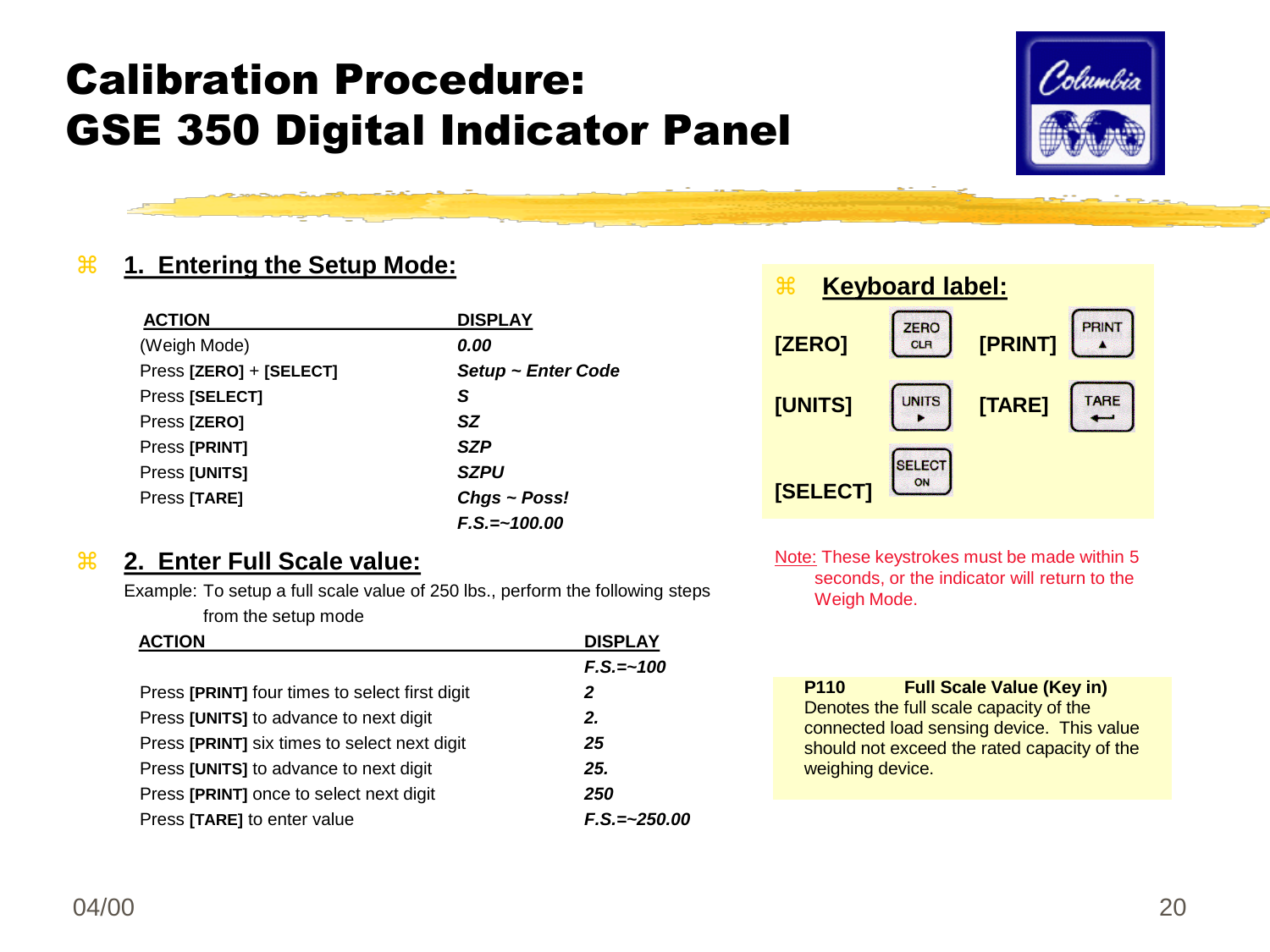# Calibration Procedure: GSE 350 Digital Indicator Panel

## 1. Entering the Setup Mode:

| ACTION | DISPLAY |
|---|---|
| (Weigh Mode) | ***0.00*** |
| Press **[ZERO]** + **[SELECT]** | ***Setup ~ Enter Code*** |
| Press **[SELECT]** | ***S*** |
| Press **[ZERO]** | ***SZ*** |
| Press **[PRINT]** | ***SZP*** |
| Press **[UNITS]** | ***SZPU*** |
| Press **[TARE]** | ***Chgs ~ Poss!*** |
| | ***F.S.=~100.00*** |

## Keyboard label:

| Label | Key | Label | Key |
|---|---|---|---|
| [ZERO] | ZERO CLR | [PRINT] | PRINT ▲ |
| [UNITS] | UNITS ▸ | [TARE] | TARE ↵ |
| [SELECT] | SELECT ON | | |

Note: These keystrokes must be made within 5 seconds, or the indicator will return to the Weigh Mode.

## 2. Enter Full Scale value:

Example: To setup a full scale value of 250 lbs., perform the following steps from the setup mode

| ACTION | DISPLAY |
|---|---|
| | ***F.S.=~100*** |
| Press **[PRINT]** four times to select first digit | ***2*** |
| Press **[UNITS]** to advance to next digit | ***2.*** |
| Press **[PRINT]** six times to select next digit | ***25*** |
| Press **[UNITS]** to advance to next digit | ***25.*** |
| Press **[PRINT]** once to select next digit | ***250*** |
| Press **[TARE]** to enter value | ***F.S.=~250.00*** |

**P110 Full Scale Value (Key in)**
Denotes the full scale capacity of the connected load sensing device. This value should not exceed the rated capacity of the weighing device.

04/00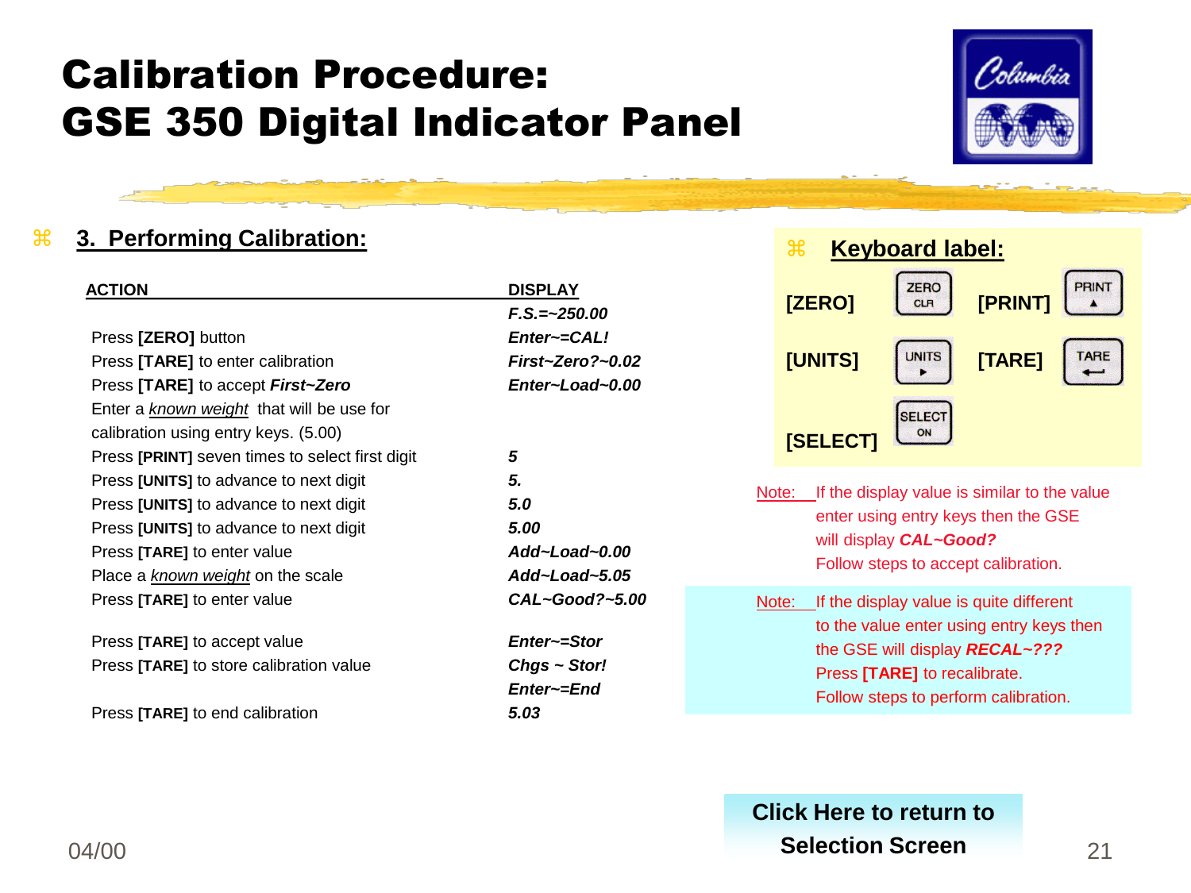# Calibration Procedure: GSE 350 Digital Indicator Panel

## 3. Performing Calibration:

| ACTION | DISPLAY |
|---|---|
| | *F.S.=~250.00* |
| Press **[ZERO]** button | *Enter~=CAL!* |
| Press **[TARE]** to enter calibration | *First~Zero?~0.02* |
| Press **[TARE]** to accept ***First~Zero*** | *Enter~Load~0.00* |
| Enter a *known weight* that will be use for calibration using entry keys. (5.00) | |
| Press **[PRINT]** seven times to select first digit | *5* |
| Press **[UNITS]** to advance to next digit | *5.* |
| Press **[UNITS]** to advance to next digit | *5.0* |
| Press **[UNITS]** to advance to next digit | *5.00* |
| Press **[TARE]** to enter value | *Add~Load~0.00* |
| Place a *known weight* on the scale | *Add~Load~5.05* |
| Press **[TARE]** to enter value | *CAL~Good?~5.00* |
| Press **[TARE]** to accept value | *Enter~=Stor* |
| Press **[TARE]** to store calibration value | *Chgs ~ Stor!* |
| | *Enter~=End* |
| Press **[TARE]** to end calibration | *5.03* |

## Keyboard label:

| Label | Key | Label | Key |
|---|---|---|---|
| [ZERO] | ZERO CLR | [PRINT] | PRINT ▲ |
| [UNITS] | UNITS ▶ | [TARE] | TARE ⮠ |
| [SELECT] | SELECT ON | | |

Note: If the display value is similar to the value enter using entry keys then the GSE will display ***CAL~Good?*** Follow steps to accept calibration.

Note: If the display value is quite different to the value enter using entry keys then the GSE will display ***RECAL~???*** Press **[TARE]** to recalibrate. Follow steps to perform calibration.

**Click Here to return to Selection Screen**

04/00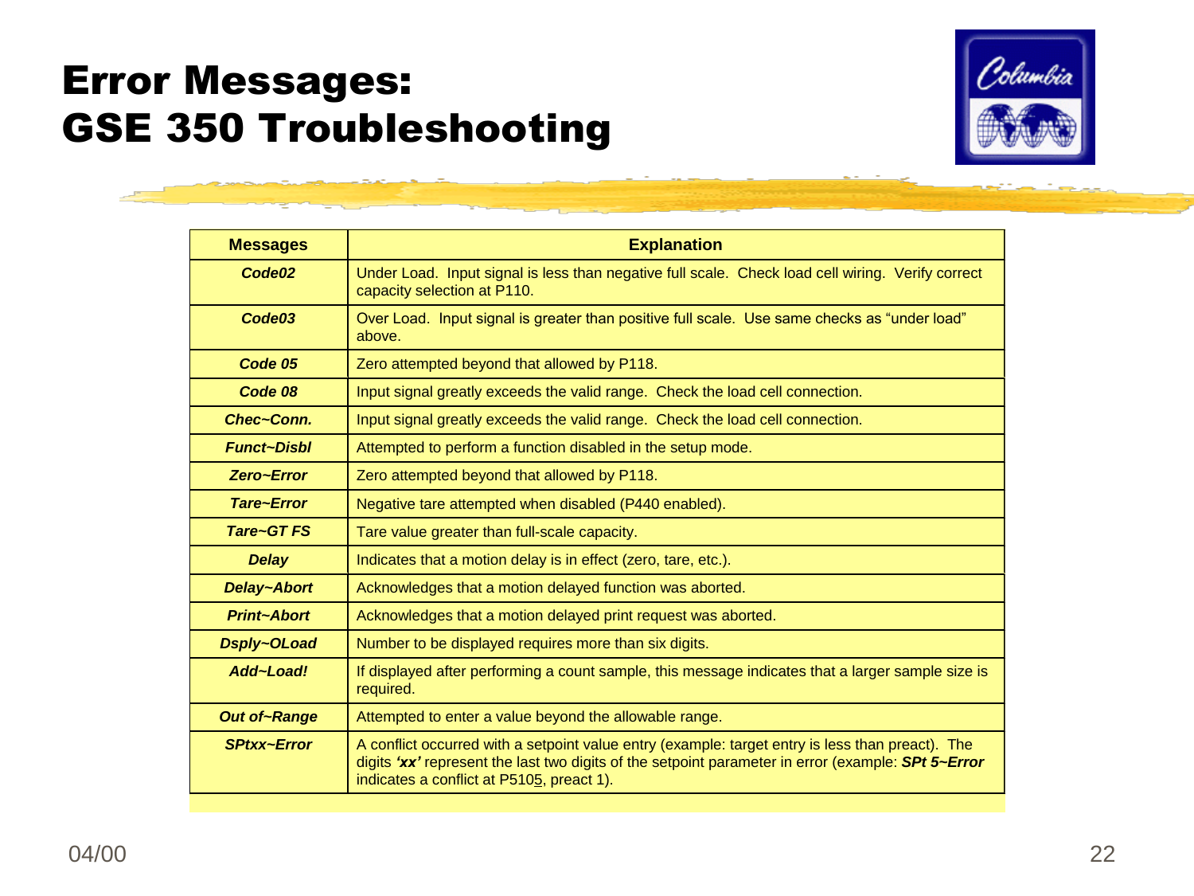# Error Messages: GSE 350 Troubleshooting

| Messages | Explanation |
|---|---|
| ***Code02*** | Under Load. Input signal is less than negative full scale. Check load cell wiring. Verify correct capacity selection at P110. |
| ***Code03*** | Over Load. Input signal is greater than positive full scale. Use same checks as "under load" above. |
| ***Code 05*** | Zero attempted beyond that allowed by P118. |
| ***Code 08*** | Input signal greatly exceeds the valid range. Check the load cell connection. |
| ***Chec~Conn.*** | Input signal greatly exceeds the valid range. Check the load cell connection. |
| ***Funct~Disbl*** | Attempted to perform a function disabled in the setup mode. |
| ***Zero~Error*** | Zero attempted beyond that allowed by P118. |
| ***Tare~Error*** | Negative tare attempted when disabled (P440 enabled). |
| ***Tare~GT FS*** | Tare value greater than full-scale capacity. |
| ***Delay*** | Indicates that a motion delay is in effect (zero, tare, etc.). |
| ***Delay~Abort*** | Acknowledges that a motion delayed function was aborted. |
| ***Print~Abort*** | Acknowledges that a motion delayed print request was aborted. |
| ***Dsply~OLoad*** | Number to be displayed requires more than six digits. |
| ***Add~Load!*** | If displayed after performing a count sample, this message indicates that a larger sample size is required. |
| ***Out of~Range*** | Attempted to enter a value beyond the allowable range. |
| ***SPtxx~Error*** | A conflict occurred with a setpoint value entry (example: target entry is less than preact). The digits ***'xx'*** represent the last two digits of the setpoint parameter in error (example: ***SPt 5~Error*** indicates a conflict at P5105, preact 1). |

04/00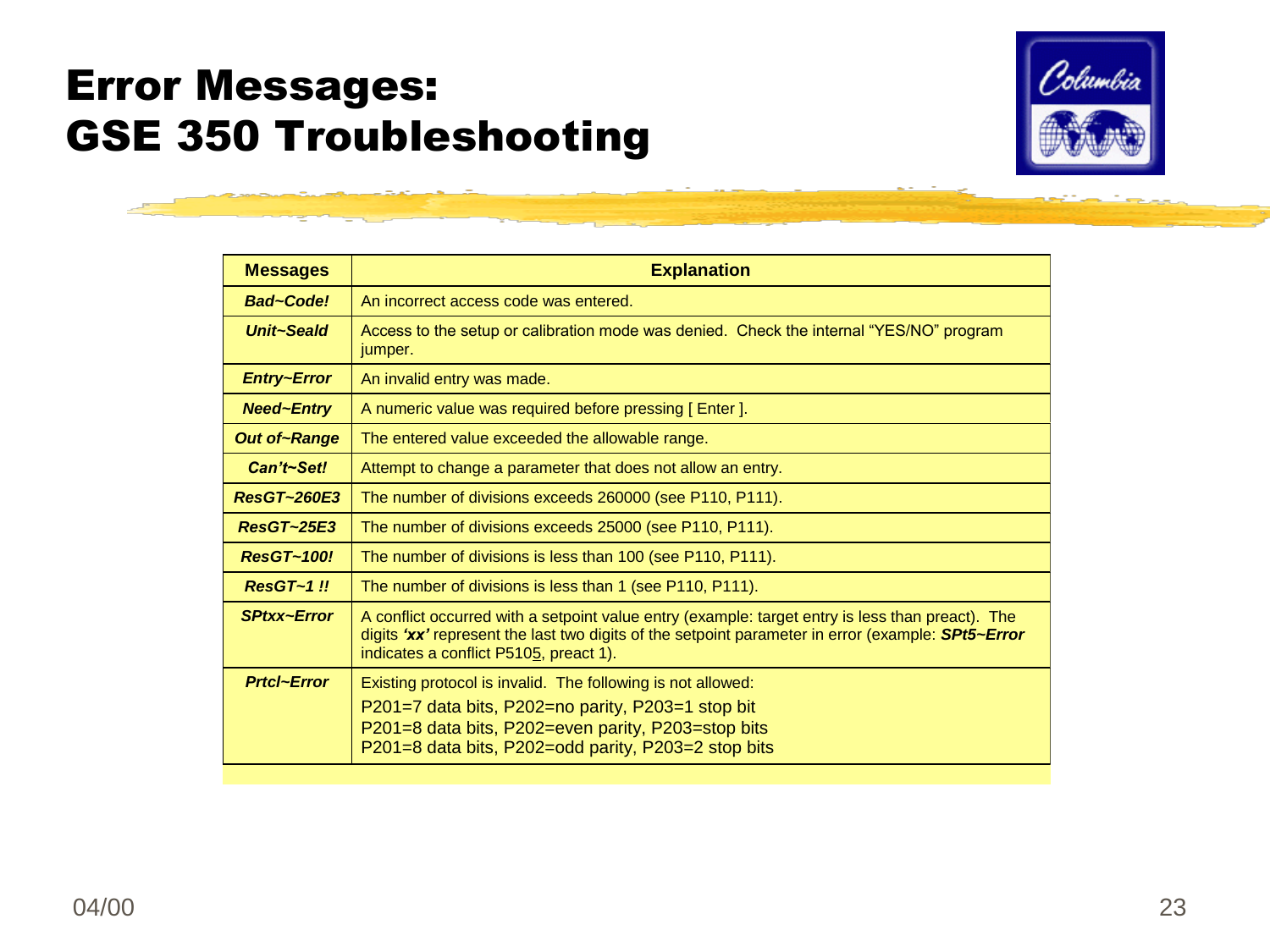# Error Messages: GSE 350 Troubleshooting

| Messages | Explanation |
|---|---|
| ***Bad~Code!*** | An incorrect access code was entered. |
| ***Unit~Seald*** | Access to the setup or calibration mode was denied. Check the internal “YES/NO” program jumper. |
| ***Entry~Error*** | An invalid entry was made. |
| ***Need~Entry*** | A numeric value was required before pressing [ Enter ]. |
| ***Out of~Range*** | The entered value exceeded the allowable range. |
| ***Can’t~Set!*** | Attempt to change a parameter that does not allow an entry. |
| ***ResGT~260E3*** | The number of divisions exceeds 260000 (see P110, P111). |
| ***ResGT~25E3*** | The number of divisions exceeds 25000 (see P110, P111). |
| ***ResGT~100!*** | The number of divisions is less than 100 (see P110, P111). |
| ***ResGT~1 !!*** | The number of divisions is less than 1 (see P110, P111). |
| ***SPtxx~Error*** | A conflict occurred with a setpoint value entry (example: target entry is less than preact). The digits ***‘xx’*** represent the last two digits of the setpoint parameter in error (example: ***SPt5~Error*** indicates a conflict P5105, preact 1). |
| ***Prtcl~Error*** | Existing protocol is invalid. The following is not allowed:<br>P201=7 data bits, P202=no parity, P203=1 stop bit<br>P201=8 data bits, P202=even parity, P203=stop bits<br>P201=8 data bits, P202=odd parity, P203=2 stop bits |

04/00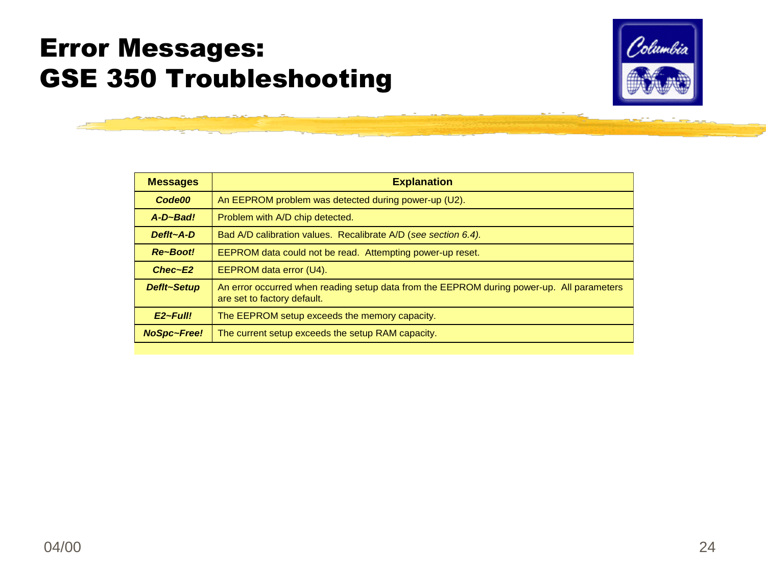# Error Messages: GSE 350 Troubleshooting

| Messages | Explanation |
|---|---|
| ***Code00*** | An EEPROM problem was detected during power-up (U2). |
| ***A-D~Bad!*** | Problem with A/D chip detected. |
| ***Deflt~A-D*** | Bad A/D calibration values. Recalibrate A/D (*see section 6.4).* |
| ***Re~Boot!*** | EEPROM data could not be read. Attempting power-up reset. |
| ***Chec~E2*** | EEPROM data error (U4). |
| ***Deflt~Setup*** | An error occurred when reading setup data from the EEPROM during power-up. All parameters are set to factory default. |
| ***E2~Full!*** | The EEPROM setup exceeds the memory capacity. |
| ***NoSpc~Free!*** | The current setup exceeds the setup RAM capacity. |

04/00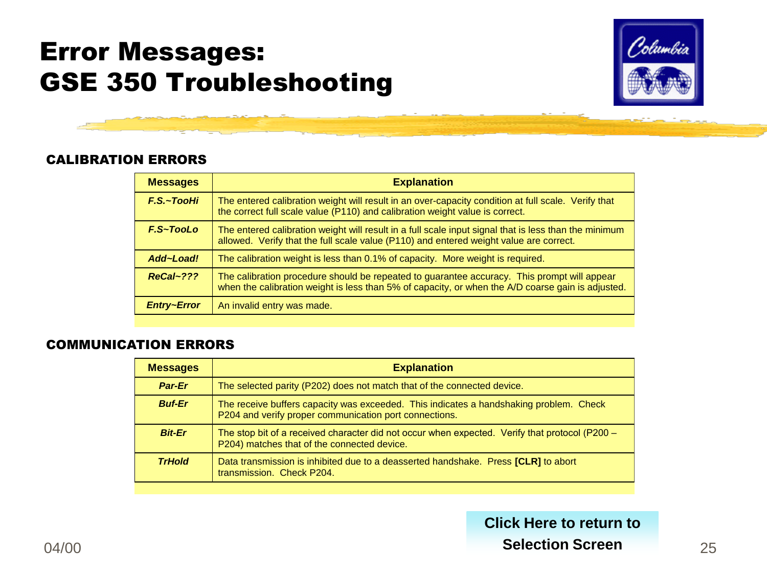# Error Messages: GSE 350 Troubleshooting

### CALIBRATION ERRORS

| Messages | Explanation |
|---|---|
| ***F.S.~TooHi*** | The entered calibration weight will result in an over-capacity condition at full scale. Verify that the correct full scale value (P110) and calibration weight value is correct. |
| ***F.S~TooLo*** | The entered calibration weight will result in a full scale input signal that is less than the minimum allowed. Verify that the full scale value (P110) and entered weight value are correct. |
| ***Add~Load!*** | The calibration weight is less than 0.1% of capacity. More weight is required. |
| ***ReCal~???*** | The calibration procedure should be repeated to guarantee accuracy. This prompt will appear when the calibration weight is less than 5% of capacity, or when the A/D coarse gain is adjusted. |
| ***Entry~Error*** | An invalid entry was made. |

### COMMUNICATION ERRORS

| Messages | Explanation |
|---|---|
| ***Par-Er*** | The selected parity (P202) does not match that of the connected device. |
| ***Buf-Er*** | The receive buffers capacity was exceeded. This indicates a handshaking problem. Check P204 and verify proper communication port connections. |
| ***Bit-Er*** | The stop bit of a received character did not occur when expected. Verify that protocol (P200 – P204) matches that of the connected device. |
| ***TrHold*** | Data transmission is inhibited due to a deasserted handshake. Press **[CLR]** to abort transmission. Check P204. |

**Click Here to return to Selection Screen**

04/00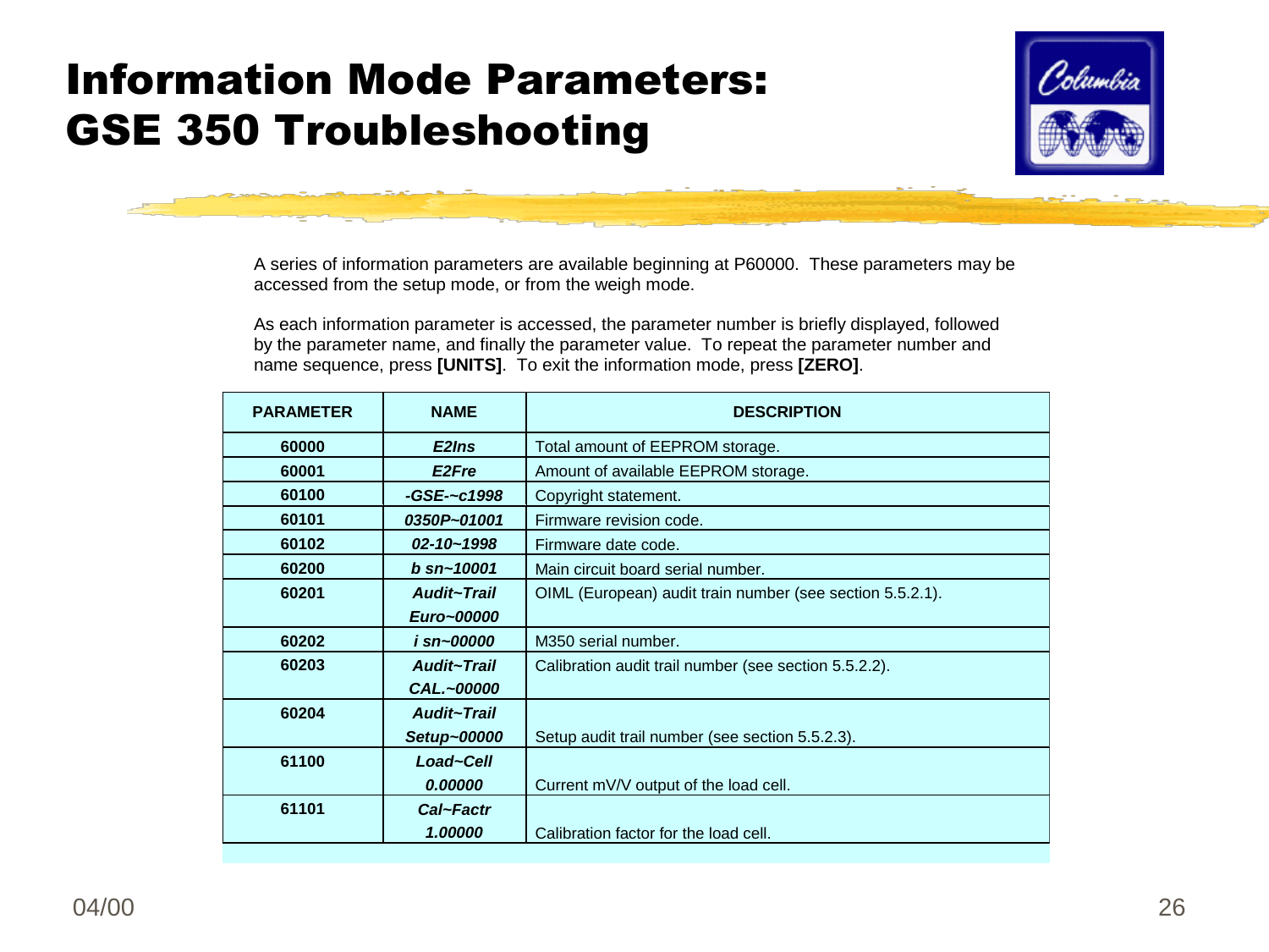# Information Mode Parameters: GSE 350 Troubleshooting

A series of information parameters are available beginning at P60000. These parameters may be accessed from the setup mode, or from the weigh mode.

As each information parameter is accessed, the parameter number is briefly displayed, followed by the parameter name, and finally the parameter value. To repeat the parameter number and name sequence, press **[UNITS]**. To exit the information mode, press **[ZERO]**.

| PARAMETER | NAME | DESCRIPTION |
|---|---|---|
| **60000** | ***E2Ins*** | Total amount of EEPROM storage. |
| **60001** | ***E2Fre*** | Amount of available EEPROM storage. |
| **60100** | ***-GSE-~c1998*** | Copyright statement. |
| **60101** | ***0350P~01001*** | Firmware revision code. |
| **60102** | ***02-10~1998*** | Firmware date code. |
| **60200** | ***b sn~10001*** | Main circuit board serial number. |
| **60201** | ***Audit~Trail Euro~00000*** | OIML (European) audit train number (see section 5.5.2.1). |
| **60202** | ***i sn~00000*** | M350 serial number. |
| **60203** | ***Audit~Trail CAL.~00000*** | Calibration audit trail number (see section 5.5.2.2). |
| **60204** | ***Audit~Trail Setup~00000*** | Setup audit trail number (see section 5.5.2.3). |
| **61100** | ***Load~Cell 0.00000*** | Current mV/V output of the load cell. |
| **61101** | ***Cal~Factr 1.00000*** | Calibration factor for the load cell. |

04/00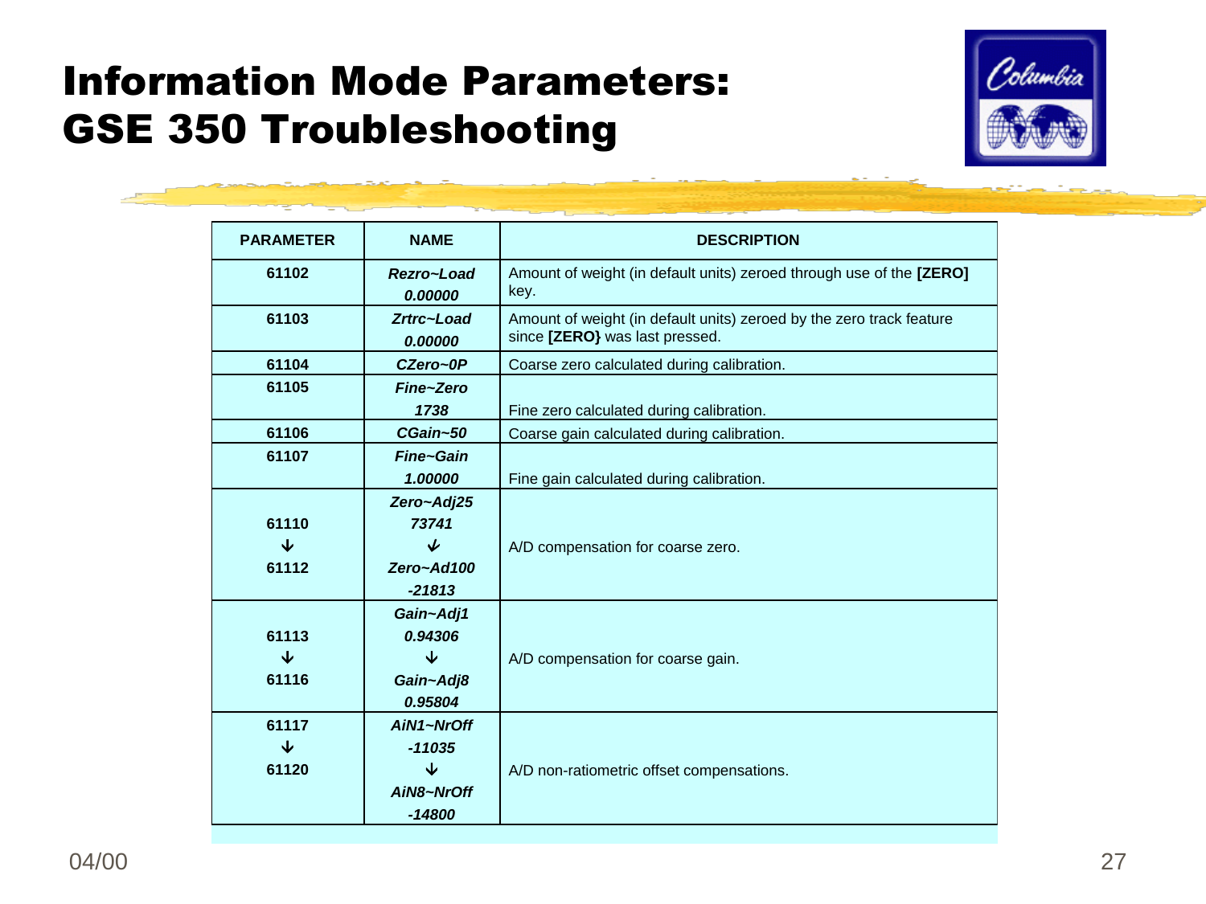# Information Mode Parameters: GSE 350 Troubleshooting

| PARAMETER | NAME | DESCRIPTION |
|---|---|---|
| 61102 | ***Rezro~Load 0.00000*** | Amount of weight (in default units) zeroed through use of the **[ZERO]** key. |
| 61103 | ***Zrtrc~Load 0.00000*** | Amount of weight (in default units) zeroed by the zero track feature since **[ZERO}** was last pressed. |
| 61104 | ***CZero~0P*** | Coarse zero calculated during calibration. |
| 61105 | ***Fine~Zero 1738*** | Fine zero calculated during calibration. |
| 61106 | ***CGain~50*** | Coarse gain calculated during calibration. |
| 61107 | ***Fine~Gain 1.00000*** | Fine gain calculated during calibration. |
| 61110 ↓ 61112 | ***Zero~Adj25 73741 ↓ Zero~Ad100 -21813*** | A/D compensation for coarse zero. |
| 61113 ↓ 61116 | ***Gain~Adj1 0.94306 ↓ Gain~Adj8 0.95804*** | A/D compensation for coarse gain. |
| 61117 ↓ 61120 | ***AiN1~NrOff -11035 ↓ AiN8~NrOff -14800*** | A/D non-ratiometric offset compensations. |

04/00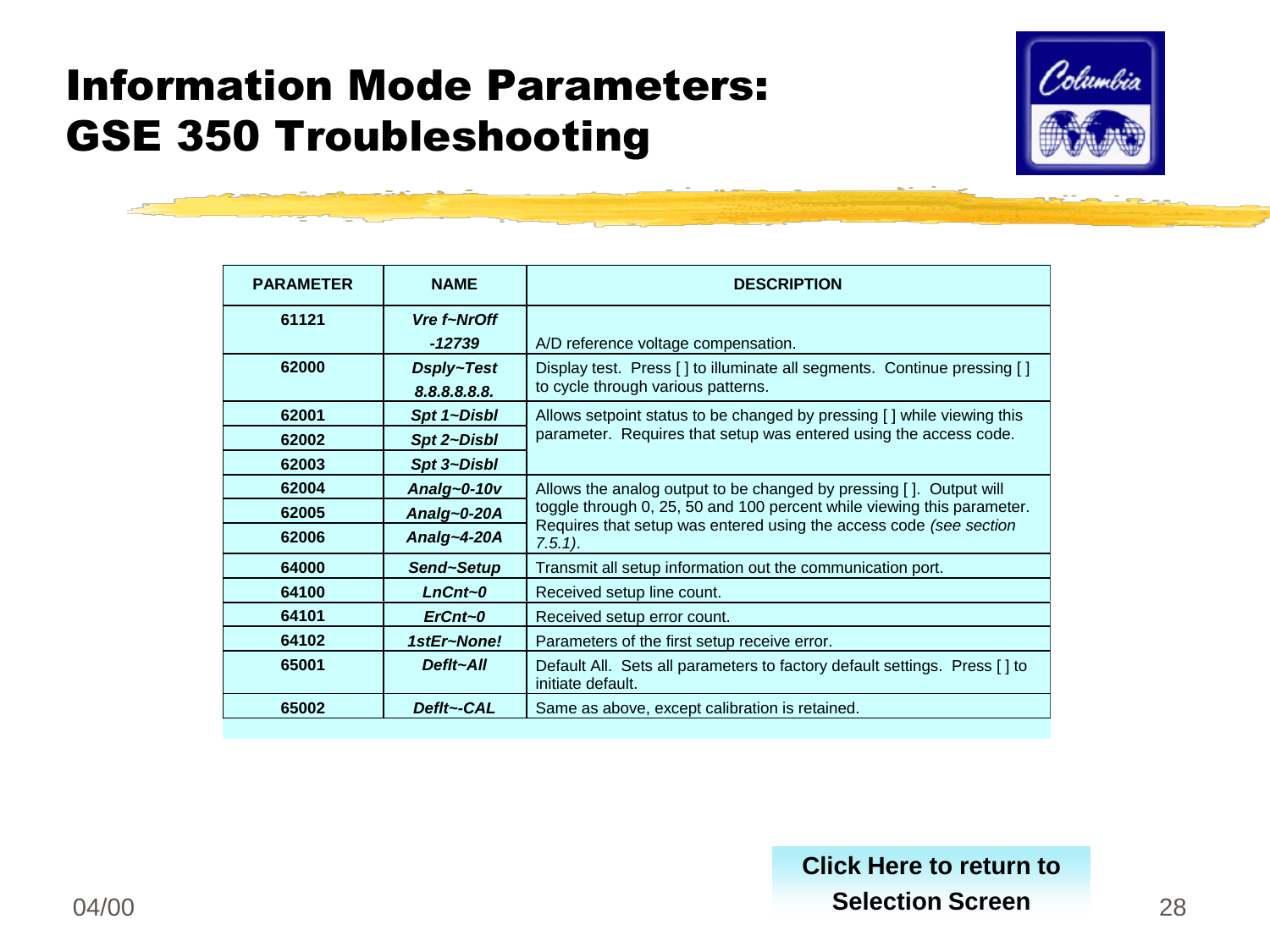# Information Mode Parameters: GSE 350 Troubleshooting

| PARAMETER | NAME | DESCRIPTION |
|---|---|---|
| 61121 | *Vre f~NrOff* *-12739* | A/D reference voltage compensation. |
| 62000 | *Dsply~Test* *8.8.8.8.8.8.* | Display test. Press [ ] to illuminate all segments. Continue pressing [ ] to cycle through various patterns. |
| 62001 | *Spt 1~Disbl* | Allows setpoint status to be changed by pressing [ ] while viewing this parameter. Requires that setup was entered using the access code. |
| 62002 | *Spt 2~Disbl* | |
| 62003 | *Spt 3~Disbl* | |
| 62004 | *Analg~0-10v* | Allows the analog output to be changed by pressing [ ]. Output will toggle through 0, 25, 50 and 100 percent while viewing this parameter. Requires that setup was entered using the access code *(see section 7.5.1)*. |
| 62005 | *Analg~0-20A* | |
| 62006 | *Analg~4-20A* | |
| 64000 | *Send~Setup* | Transmit all setup information out the communication port. |
| 64100 | *LnCnt~0* | Received setup line count. |
| 64101 | *ErCnt~0* | Received setup error count. |
| 64102 | *1stEr~None!* | Parameters of the first setup receive error. |
| 65001 | *Deflt~All* | Default All. Sets all parameters to factory default settings. Press [ ] to initiate default. |
| 65002 | *Deflt~-CAL* | Same as above, except calibration is retained. |

**Click Here to return to Selection Screen**

04/00